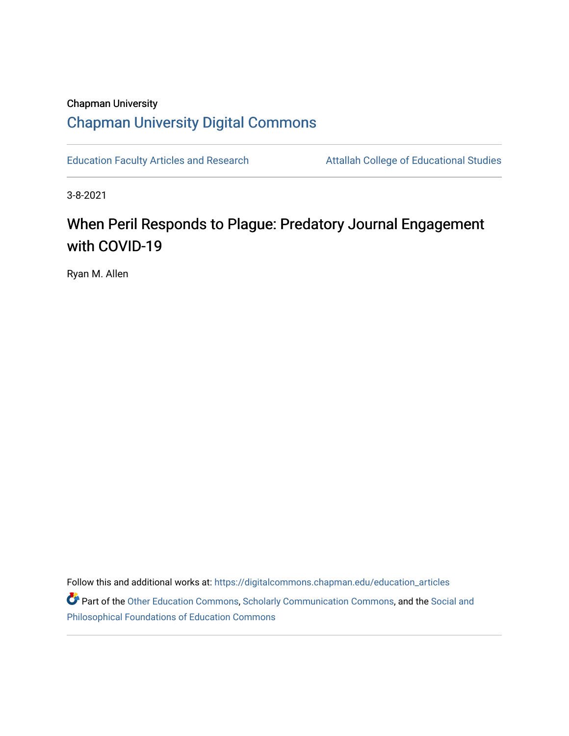Chapman University

# Chapman University Digital Commons

Education Faculty Articles and Research

Attallah College of Educational Studies

3-8-2021

# When Peril Responds to Plague: Predatory Journal Engagement with COVID-19

Ryan M. Allen

Follow this and additional works at: https://digitalcommons.chapman.edu/education_articles

Part of the Other Education Commons, Scholarly Communication Commons, and the Social and Philosophical Foundations of Education Commons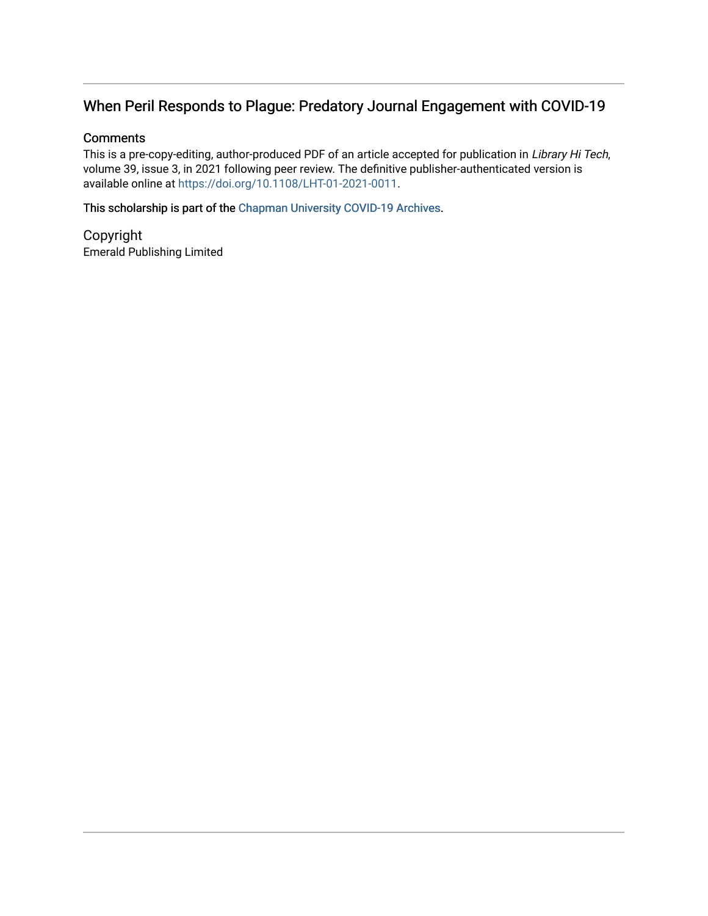# When Peril Responds to Plague: Predatory Journal Engagement with COVID-19

## Comments

This is a pre-copy-editing, author-produced PDF of an article accepted for publication in *Library Hi Tech*, volume 39, issue 3, in 2021 following peer review. The definitive publisher-authenticated version is available online at https://doi.org/10.1108/LHT-01-2021-0011.

This scholarship is part of the Chapman University COVID-19 Archives.

## Copyright

Emerald Publishing Limited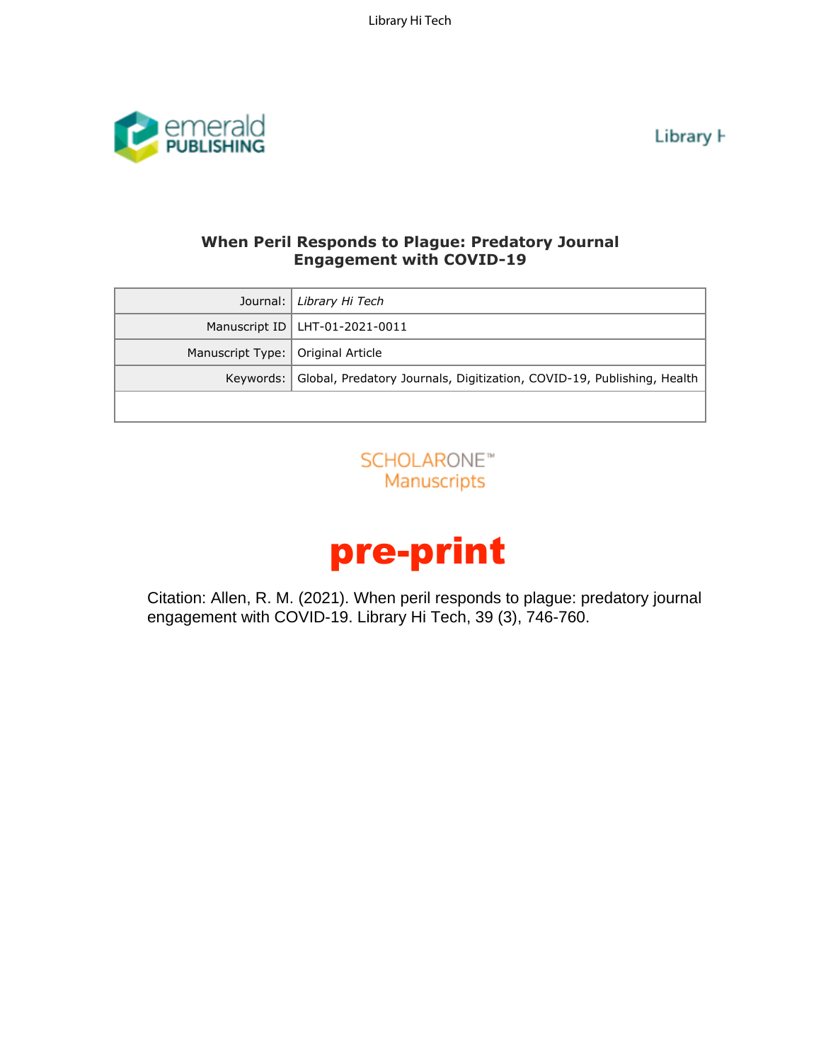# When Peril Responds to Plague: Predatory Journal Engagement with COVID-19

| Journal: | *Library Hi Tech* |
|---|---|
| Manuscript ID | LHT-01-2021-0011 |
| Manuscript Type: | Original Article |
| Keywords: | Global, Predatory Journals, Digitization, COVID-19, Publishing, Health |

SCHOLARONE™ Manuscripts

**pre-print**

Citation: Allen, R. M. (2021). When peril responds to plague: predatory journal engagement with COVID-19. Library Hi Tech, 39 (3), 746-760.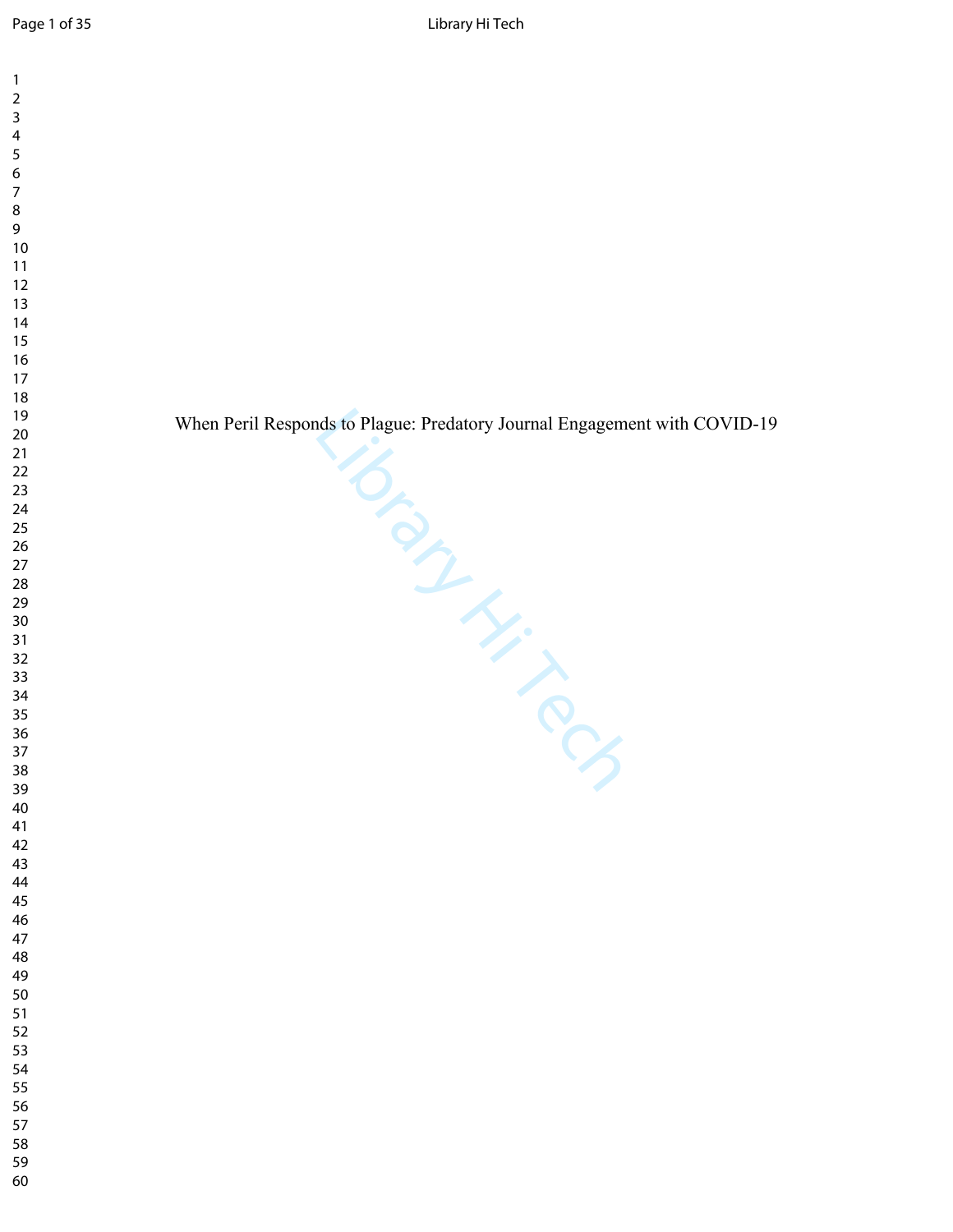# When Peril Responds to Plague: Predatory Journal Engagement with COVID-19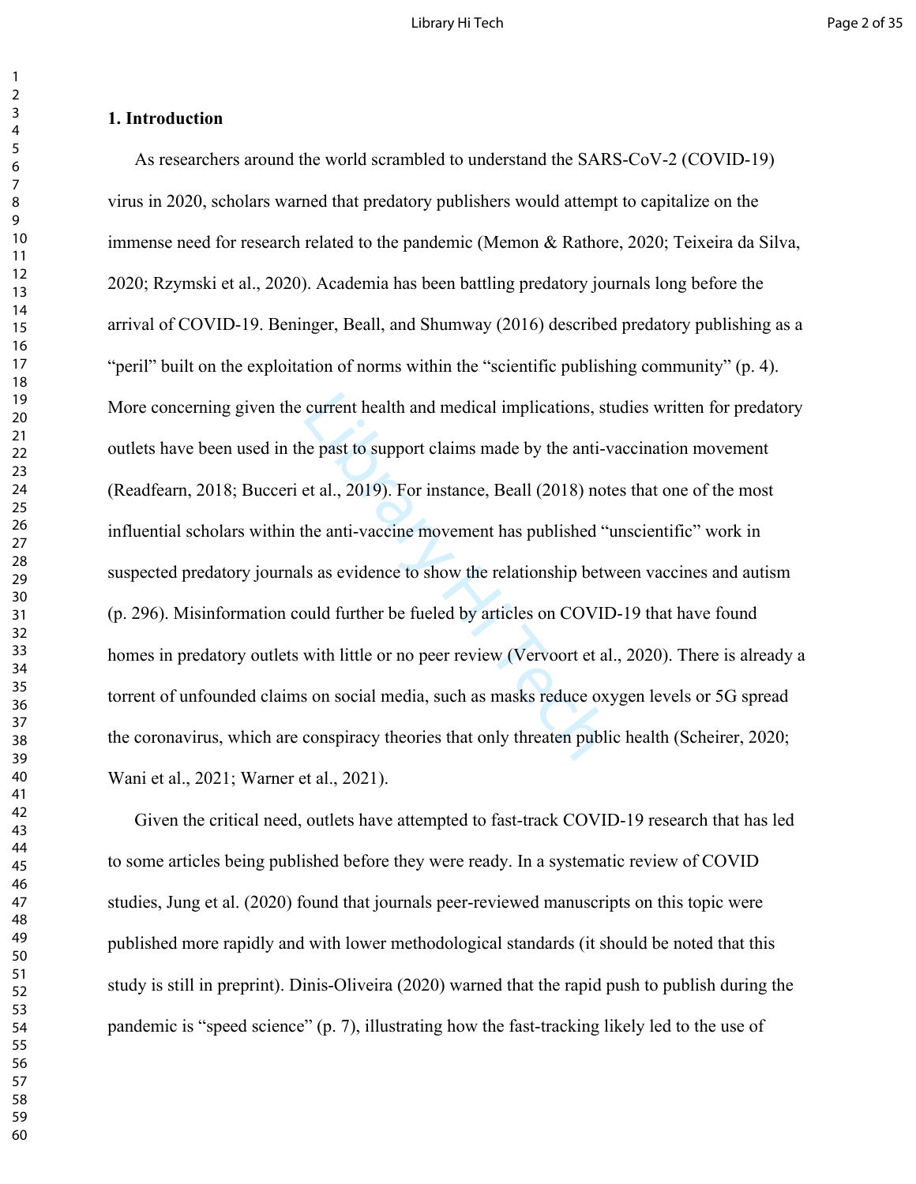## 1. Introduction

As researchers around the world scrambled to understand the SARS-CoV-2 (COVID-19) virus in 2020, scholars warned that predatory publishers would attempt to capitalize on the immense need for research related to the pandemic (Memon & Rathore, 2020; Teixeira da Silva, 2020; Rzymski et al., 2020). Academia has been battling predatory journals long before the arrival of COVID-19. Beninger, Beall, and Shumway (2016) described predatory publishing as a "peril" built on the exploitation of norms within the "scientific publishing community" (p. 4). More concerning given the current health and medical implications, studies written for predatory outlets have been used in the past to support claims made by the anti-vaccination movement (Readfearn, 2018; Bucceri et al., 2019). For instance, Beall (2018) notes that one of the most influential scholars within the anti-vaccine movement has published "unscientific" work in suspected predatory journals as evidence to show the relationship between vaccines and autism (p. 296). Misinformation could further be fueled by articles on COVID-19 that have found homes in predatory outlets with little or no peer review (Vervoort et al., 2020). There is already a torrent of unfounded claims on social media, such as masks reduce oxygen levels or 5G spread the coronavirus, which are conspiracy theories that only threaten public health (Scheirer, 2020; Wani et al., 2021; Warner et al., 2021).

Given the critical need, outlets have attempted to fast-track COVID-19 research that has led to some articles being published before they were ready. In a systematic review of COVID studies, Jung et al. (2020) found that journals peer-reviewed manuscripts on this topic were published more rapidly and with lower methodological standards (it should be noted that this study is still in preprint). Dinis-Oliveira (2020) warned that the rapid push to publish during the pandemic is "speed science" (p. 7), illustrating how the fast-tracking likely led to the use of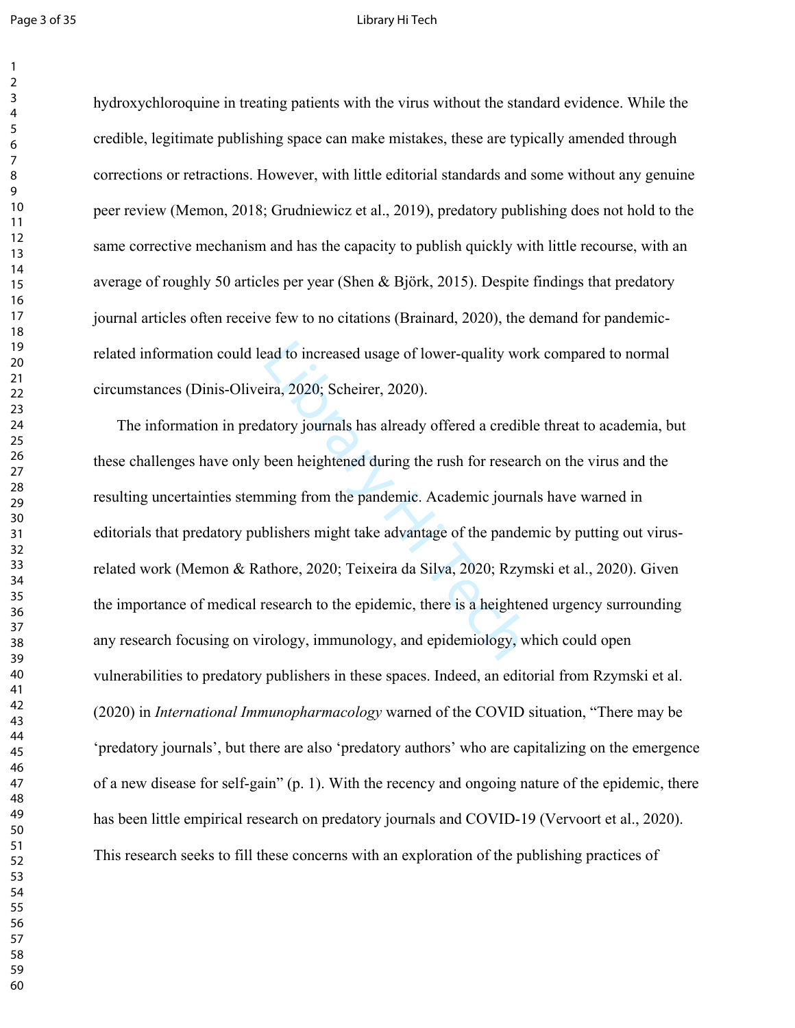hydroxychloroquine in treating patients with the virus without the standard evidence. While the credible, legitimate publishing space can make mistakes, these are typically amended through corrections or retractions. However, with little editorial standards and some without any genuine peer review (Memon, 2018; Grudniewicz et al., 2019), predatory publishing does not hold to the same corrective mechanism and has the capacity to publish quickly with little recourse, with an average of roughly 50 articles per year (Shen & Björk, 2015). Despite findings that predatory journal articles often receive few to no citations (Brainard, 2020), the demand for pandemic-related information could lead to increased usage of lower-quality work compared to normal circumstances (Dinis-Oliveira, 2020; Scheirer, 2020).

The information in predatory journals has already offered a credible threat to academia, but these challenges have only been heightened during the rush for research on the virus and the resulting uncertainties stemming from the pandemic. Academic journals have warned in editorials that predatory publishers might take advantage of the pandemic by putting out virus-related work (Memon & Rathore, 2020; Teixeira da Silva, 2020; Rzymski et al., 2020). Given the importance of medical research to the epidemic, there is a heightened urgency surrounding any research focusing on virology, immunology, and epidemiology, which could open vulnerabilities to predatory publishers in these spaces. Indeed, an editorial from Rzymski et al. (2020) in *International Immunopharmacology* warned of the COVID situation, "There may be 'predatory journals', but there are also 'predatory authors' who are capitalizing on the emergence of a new disease for self-gain" (p. 1). With the recency and ongoing nature of the epidemic, there has been little empirical research on predatory journals and COVID-19 (Vervoort et al., 2020). This research seeks to fill these concerns with an exploration of the publishing practices of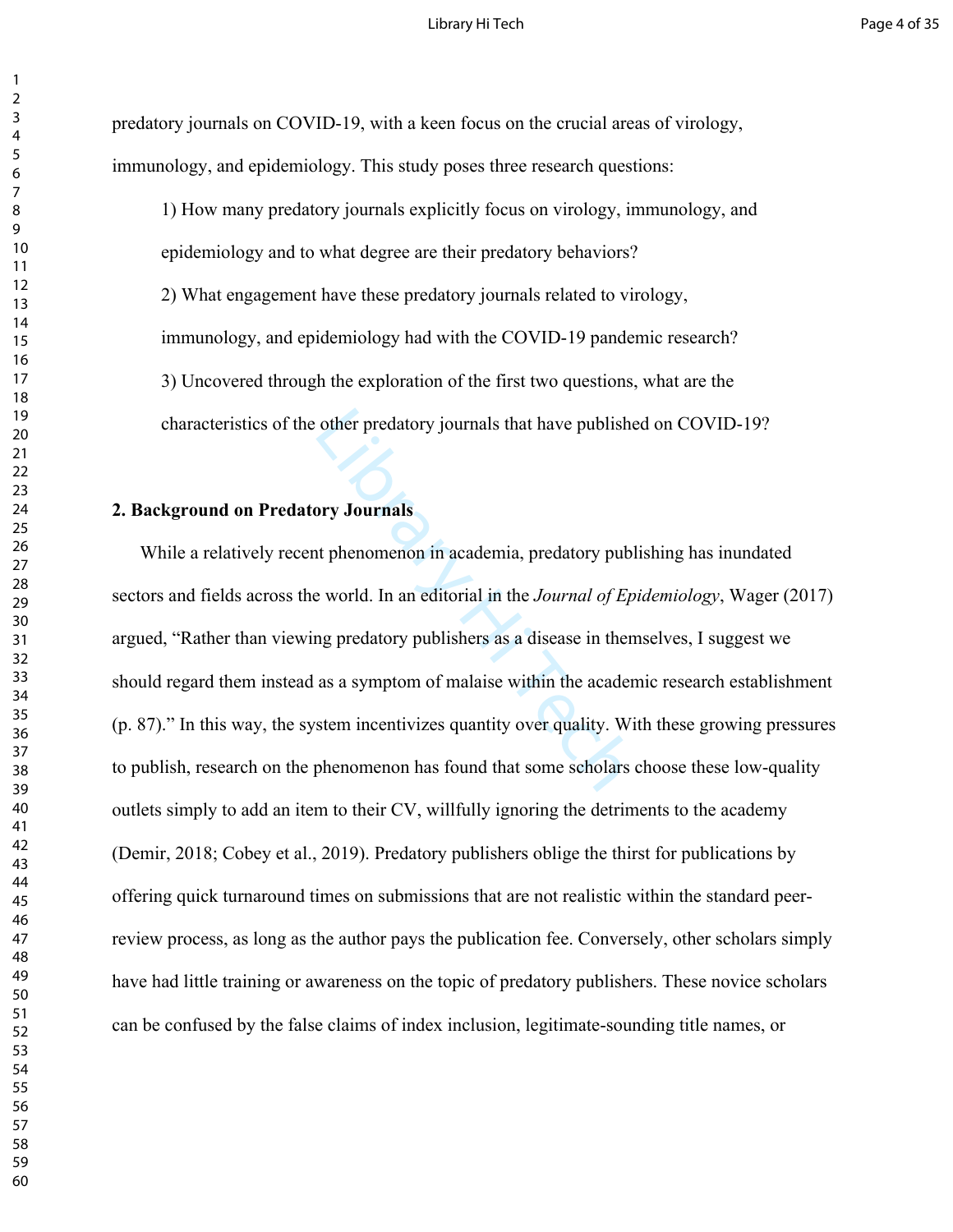predatory journals on COVID-19, with a keen focus on the crucial areas of virology, immunology, and epidemiology. This study poses three research questions:

1) How many predatory journals explicitly focus on virology, immunology, and epidemiology and to what degree are their predatory behaviors?

2) What engagement have these predatory journals related to virology, immunology, and epidemiology had with the COVID-19 pandemic research?

3) Uncovered through the exploration of the first two questions, what are the characteristics of the other predatory journals that have published on COVID-19?

## 2. Background on Predatory Journals

While a relatively recent phenomenon in academia, predatory publishing has inundated sectors and fields across the world. In an editorial in the *Journal of Epidemiology*, Wager (2017) argued, "Rather than viewing predatory publishers as a disease in themselves, I suggest we should regard them instead as a symptom of malaise within the academic research establishment (p. 87)." In this way, the system incentivizes quantity over quality. With these growing pressures to publish, research on the phenomenon has found that some scholars choose these low-quality outlets simply to add an item to their CV, willfully ignoring the detriments to the academy (Demir, 2018; Cobey et al., 2019). Predatory publishers oblige the thirst for publications by offering quick turnaround times on submissions that are not realistic within the standard peer-review process, as long as the author pays the publication fee. Conversely, other scholars simply have had little training or awareness on the topic of predatory publishers. These novice scholars can be confused by the false claims of index inclusion, legitimate-sounding title names, or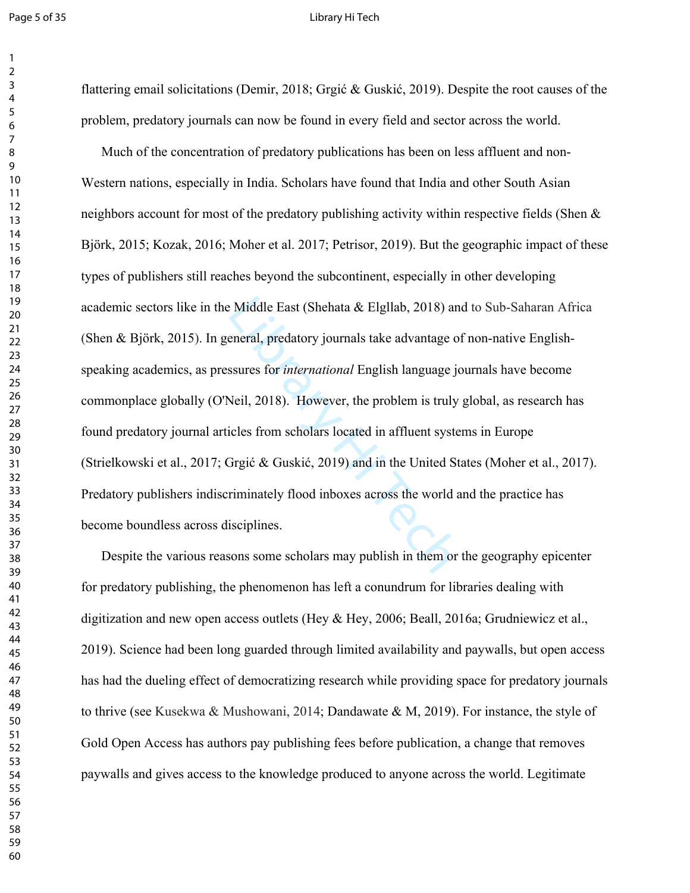flattering email solicitations (Demir, 2018; Grgić & Guskić, 2019). Despite the root causes of the problem, predatory journals can now be found in every field and sector across the world.

Much of the concentration of predatory publications has been on less affluent and non-Western nations, especially in India. Scholars have found that India and other South Asian neighbors account for most of the predatory publishing activity within respective fields (Shen & Björk, 2015; Kozak, 2016; Moher et al. 2017; Petrisor, 2019). But the geographic impact of these types of publishers still reaches beyond the subcontinent, especially in other developing academic sectors like in the Middle East (Shehata & Elgllab, 2018) and to Sub-Saharan Africa (Shen & Björk, 2015). In general, predatory journals take advantage of non-native English-speaking academics, as pressures for *international* English language journals have become commonplace globally (O'Neil, 2018). However, the problem is truly global, as research has found predatory journal articles from scholars located in affluent systems in Europe (Strielkowski et al., 2017; Grgić & Guskić, 2019) and in the United States (Moher et al., 2017). Predatory publishers indiscriminately flood inboxes across the world and the practice has become boundless across disciplines.

Despite the various reasons some scholars may publish in them or the geography epicenter for predatory publishing, the phenomenon has left a conundrum for libraries dealing with digitization and new open access outlets (Hey & Hey, 2006; Beall, 2016a; Grudniewicz et al., 2019). Science had been long guarded through limited availability and paywalls, but open access has had the dueling effect of democratizing research while providing space for predatory journals to thrive (see Kusekwa & Mushowani, 2014; Dandawate & M, 2019). For instance, the style of Gold Open Access has authors pay publishing fees before publication, a change that removes paywalls and gives access to the knowledge produced to anyone across the world. Legitimate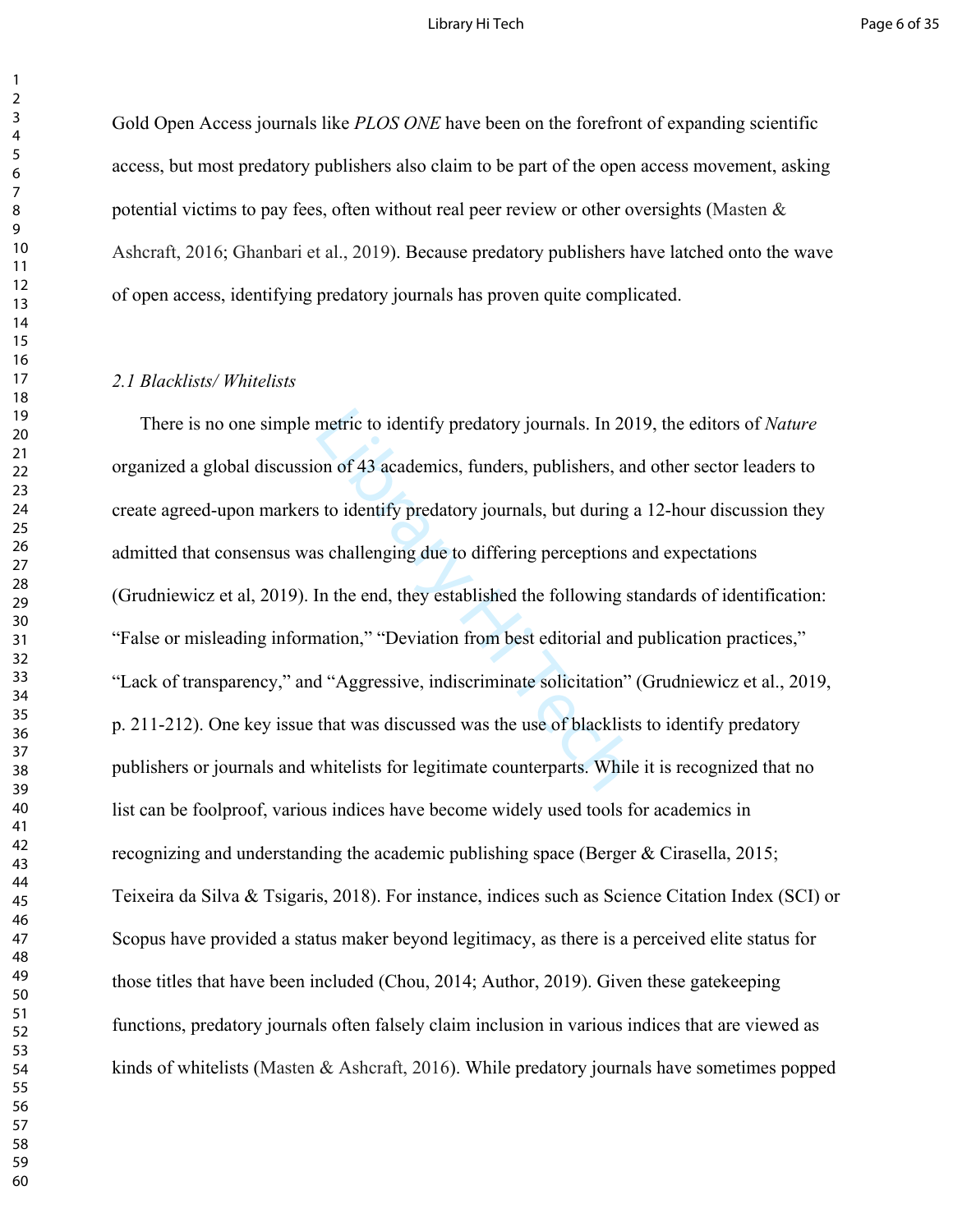Gold Open Access journals like *PLOS ONE* have been on the forefront of expanding scientific access, but most predatory publishers also claim to be part of the open access movement, asking potential victims to pay fees, often without real peer review or other oversights (Masten & Ashcraft, 2016; Ghanbari et al., 2019). Because predatory publishers have latched onto the wave of open access, identifying predatory journals has proven quite complicated.

### *2.1 Blacklists/ Whitelists*

There is no one simple metric to identify predatory journals. In 2019, the editors of *Nature* organized a global discussion of 43 academics, funders, publishers, and other sector leaders to create agreed-upon markers to identify predatory journals, but during a 12-hour discussion they admitted that consensus was challenging due to differing perceptions and expectations (Grudniewicz et al, 2019). In the end, they established the following standards of identification: "False or misleading information," "Deviation from best editorial and publication practices," "Lack of transparency," and "Aggressive, indiscriminate solicitation" (Grudniewicz et al., 2019, p. 211-212). One key issue that was discussed was the use of blacklists to identify predatory publishers or journals and whitelists for legitimate counterparts. While it is recognized that no list can be foolproof, various indices have become widely used tools for academics in recognizing and understanding the academic publishing space (Berger & Cirasella, 2015; Teixeira da Silva & Tsigaris, 2018). For instance, indices such as Science Citation Index (SCI) or Scopus have provided a status maker beyond legitimacy, as there is a perceived elite status for those titles that have been included (Chou, 2014; Author, 2019). Given these gatekeeping functions, predatory journals often falsely claim inclusion in various indices that are viewed as kinds of whitelists (Masten & Ashcraft, 2016). While predatory journals have sometimes popped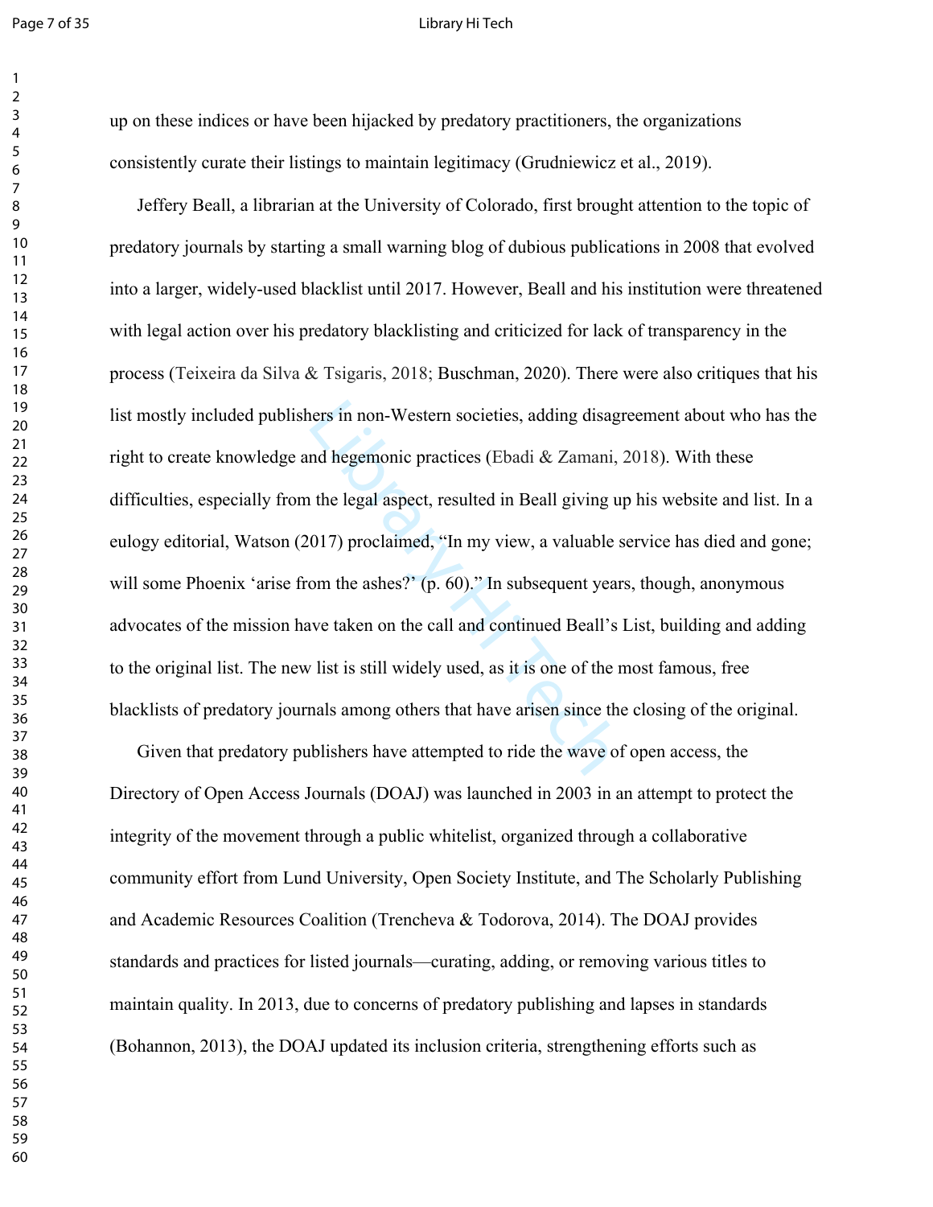up on these indices or have been hijacked by predatory practitioners, the organizations consistently curate their listings to maintain legitimacy (Grudniewicz et al., 2019).

Jeffery Beall, a librarian at the University of Colorado, first brought attention to the topic of predatory journals by starting a small warning blog of dubious publications in 2008 that evolved into a larger, widely-used blacklist until 2017. However, Beall and his institution were threatened with legal action over his predatory blacklisting and criticized for lack of transparency in the process (Teixeira da Silva & Tsigaris, 2018; Buschman, 2020). There were also critiques that his list mostly included publishers in non-Western societies, adding disagreement about who has the right to create knowledge and hegemonic practices (Ebadi & Zamani, 2018). With these difficulties, especially from the legal aspect, resulted in Beall giving up his website and list. In a eulogy editorial, Watson (2017) proclaimed, "In my view, a valuable service has died and gone; will some Phoenix 'arise from the ashes?' (p. 60)." In subsequent years, though, anonymous advocates of the mission have taken on the call and continued Beall's List, building and adding to the original list. The new list is still widely used, as it is one of the most famous, free blacklists of predatory journals among others that have arisen since the closing of the original.

Given that predatory publishers have attempted to ride the wave of open access, the Directory of Open Access Journals (DOAJ) was launched in 2003 in an attempt to protect the integrity of the movement through a public whitelist, organized through a collaborative community effort from Lund University, Open Society Institute, and The Scholarly Publishing and Academic Resources Coalition (Trencheva & Todorova, 2014). The DOAJ provides standards and practices for listed journals—curating, adding, or removing various titles to maintain quality. In 2013, due to concerns of predatory publishing and lapses in standards (Bohannon, 2013), the DOAJ updated its inclusion criteria, strengthening efforts such as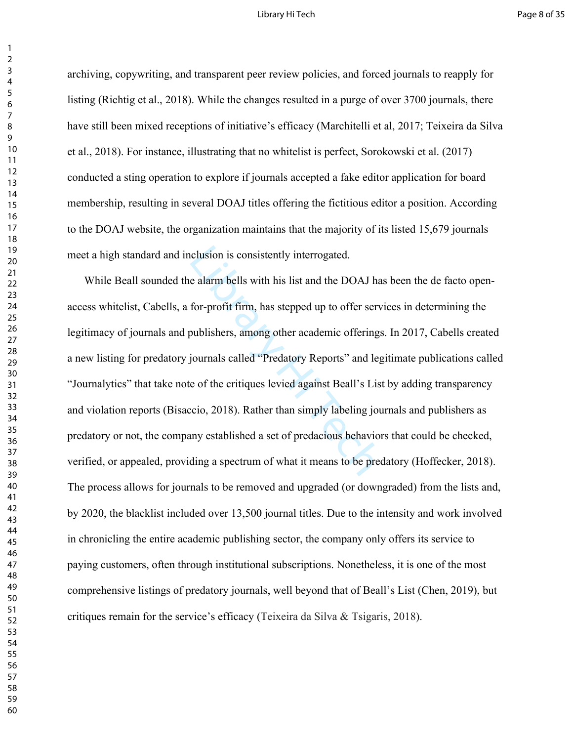archiving, copywriting, and transparent peer review policies, and forced journals to reapply for listing (Richtig et al., 2018). While the changes resulted in a purge of over 3700 journals, there have still been mixed receptions of initiative's efficacy (Marchitelli et al, 2017; Teixeira da Silva et al., 2018). For instance, illustrating that no whitelist is perfect, Sorokowski et al. (2017) conducted a sting operation to explore if journals accepted a fake editor application for board membership, resulting in several DOAJ titles offering the fictitious editor a position. According to the DOAJ website, the organization maintains that the majority of its listed 15,679 journals meet a high standard and inclusion is consistently interrogated.

While Beall sounded the alarm bells with his list and the DOAJ has been the de facto open-access whitelist, Cabells, a for-profit firm, has stepped up to offer services in determining the legitimacy of journals and publishers, among other academic offerings. In 2017, Cabells created a new listing for predatory journals called "Predatory Reports" and legitimate publications called "Journalytics" that take note of the critiques levied against Beall's List by adding transparency and violation reports (Bisaccio, 2018). Rather than simply labeling journals and publishers as predatory or not, the company established a set of predacious behaviors that could be checked, verified, or appealed, providing a spectrum of what it means to be predatory (Hoffecker, 2018). The process allows for journals to be removed and upgraded (or downgraded) from the lists and, by 2020, the blacklist included over 13,500 journal titles. Due to the intensity and work involved in chronicling the entire academic publishing sector, the company only offers its service to paying customers, often through institutional subscriptions. Nonetheless, it is one of the most comprehensive listings of predatory journals, well beyond that of Beall's List (Chen, 2019), but critiques remain for the service's efficacy (Teixeira da Silva & Tsigaris, 2018).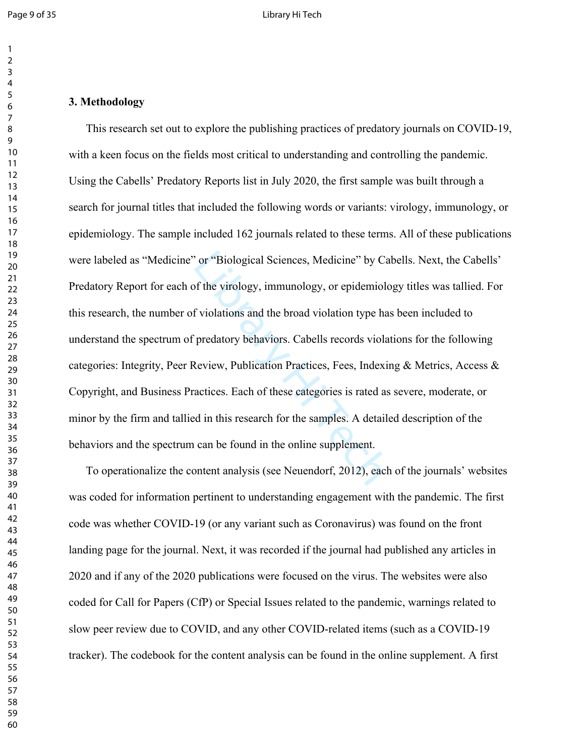### 3. Methodology

This research set out to explore the publishing practices of predatory journals on COVID-19, with a keen focus on the fields most critical to understanding and controlling the pandemic. Using the Cabells' Predatory Reports list in July 2020, the first sample was built through a search for journal titles that included the following words or variants: virology, immunology, or epidemiology. The sample included 162 journals related to these terms. All of these publications were labeled as "Medicine" or "Biological Sciences, Medicine" by Cabells. Next, the Cabells' Predatory Report for each of the virology, immunology, or epidemiology titles was tallied. For this research, the number of violations and the broad violation type has been included to understand the spectrum of predatory behaviors. Cabells records violations for the following categories: Integrity, Peer Review, Publication Practices, Fees, Indexing & Metrics, Access & Copyright, and Business Practices. Each of these categories is rated as severe, moderate, or minor by the firm and tallied in this research for the samples. A detailed description of the behaviors and the spectrum can be found in the online supplement.

To operationalize the content analysis (see Neuendorf, 2012), each of the journals' websites was coded for information pertinent to understanding engagement with the pandemic. The first code was whether COVID-19 (or any variant such as Coronavirus) was found on the front landing page for the journal. Next, it was recorded if the journal had published any articles in 2020 and if any of the 2020 publications were focused on the virus. The websites were also coded for Call for Papers (CfP) or Special Issues related to the pandemic, warnings related to slow peer review due to COVID, and any other COVID-related items (such as a COVID-19 tracker). The codebook for the content analysis can be found in the online supplement. A first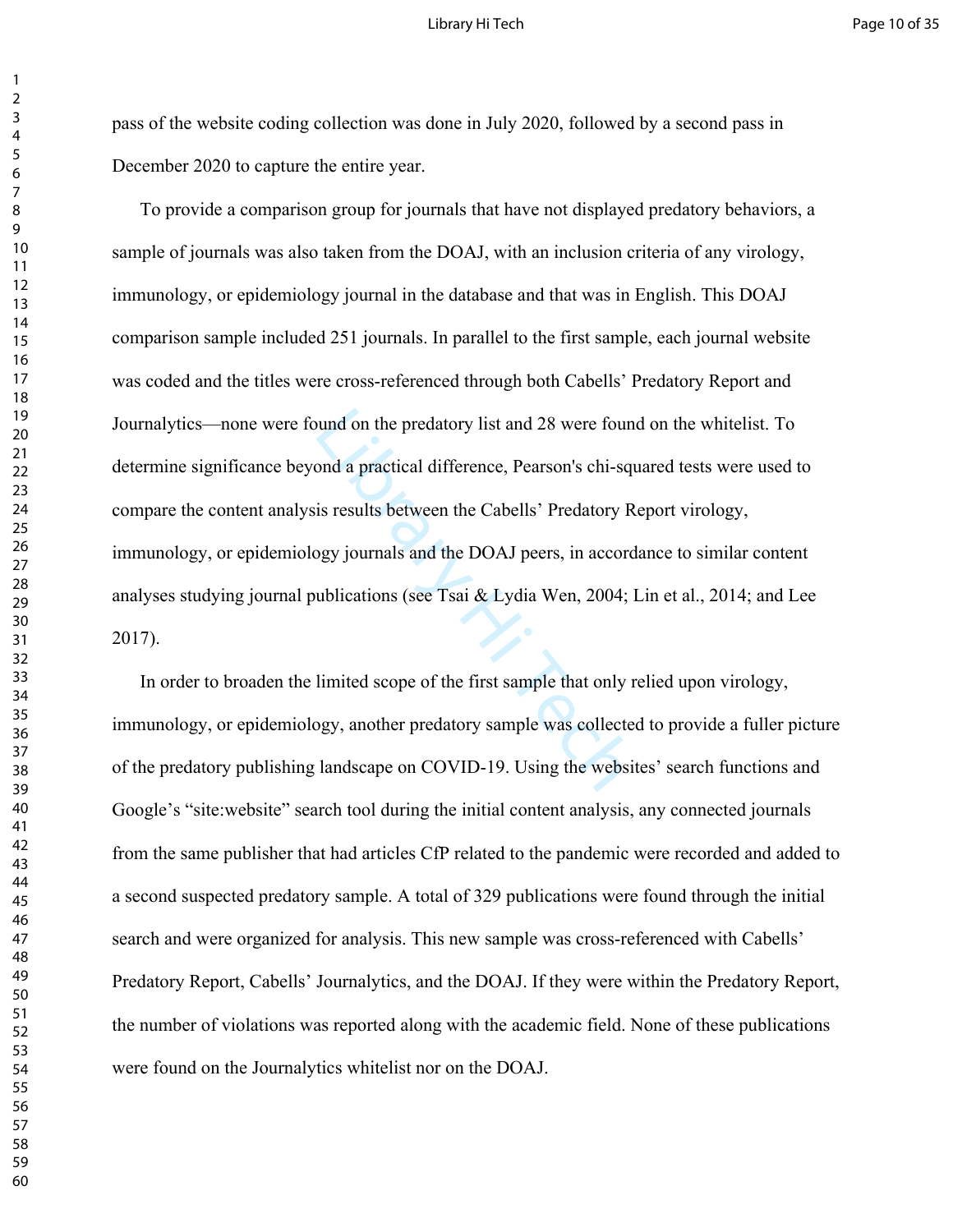pass of the website coding collection was done in July 2020, followed by a second pass in December 2020 to capture the entire year.

To provide a comparison group for journals that have not displayed predatory behaviors, a sample of journals was also taken from the DOAJ, with an inclusion criteria of any virology, immunology, or epidemiology journal in the database and that was in English. This DOAJ comparison sample included 251 journals. In parallel to the first sample, each journal website was coded and the titles were cross-referenced through both Cabells' Predatory Report and Journalytics—none were found on the predatory list and 28 were found on the whitelist. To determine significance beyond a practical difference, Pearson's chi-squared tests were used to compare the content analysis results between the Cabells' Predatory Report virology, immunology, or epidemiology journals and the DOAJ peers, in accordance to similar content analyses studying journal publications (see Tsai & Lydia Wen, 2004; Lin et al., 2014; and Lee 2017).

In order to broaden the limited scope of the first sample that only relied upon virology, immunology, or epidemiology, another predatory sample was collected to provide a fuller picture of the predatory publishing landscape on COVID-19. Using the websites' search functions and Google's "site:website" search tool during the initial content analysis, any connected journals from the same publisher that had articles CfP related to the pandemic were recorded and added to a second suspected predatory sample. A total of 329 publications were found through the initial search and were organized for analysis. This new sample was cross-referenced with Cabells' Predatory Report, Cabells' Journalytics, and the DOAJ. If they were within the Predatory Report, the number of violations was reported along with the academic field. None of these publications were found on the Journalytics whitelist nor on the DOAJ.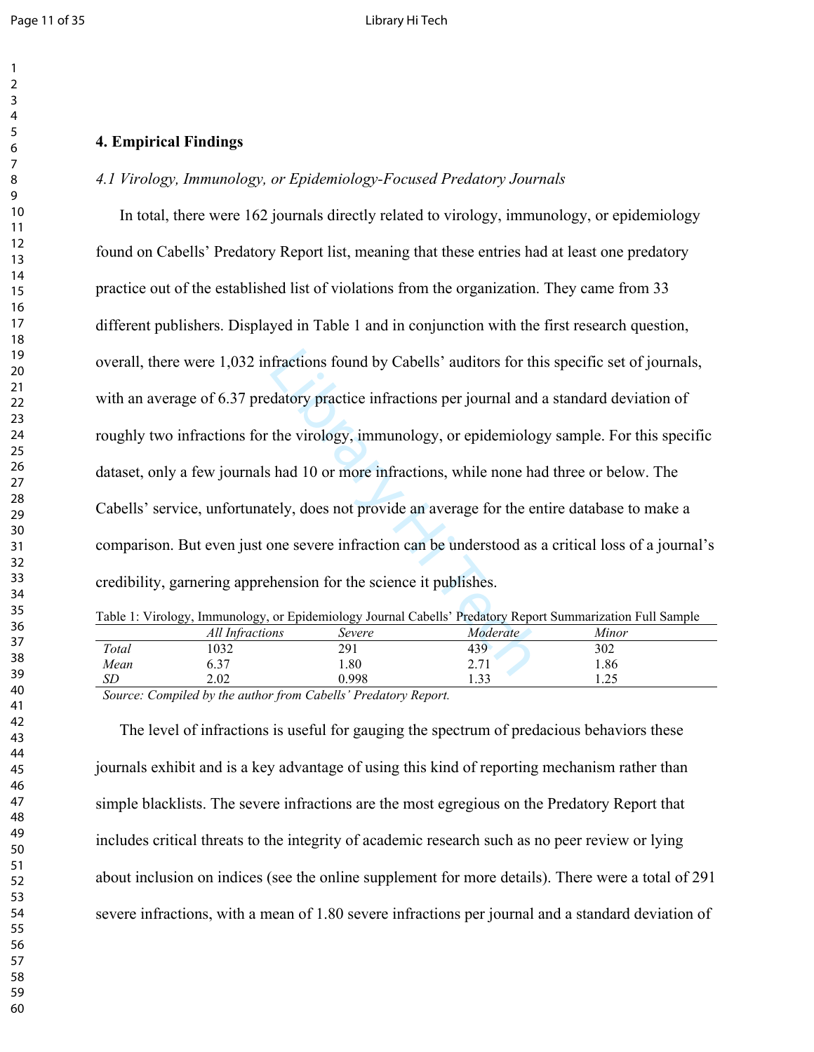## 4. Empirical Findings

### *4.1 Virology, Immunology, or Epidemiology-Focused Predatory Journals*

In total, there were 162 journals directly related to virology, immunology, or epidemiology found on Cabells' Predatory Report list, meaning that these entries had at least one predatory practice out of the established list of violations from the organization. They came from 33 different publishers. Displayed in Table 1 and in conjunction with the first research question, overall, there were 1,032 infractions found by Cabells' auditors for this specific set of journals, with an average of 6.37 predatory practice infractions per journal and a standard deviation of roughly two infractions for the virology, immunology, or epidemiology sample. For this specific dataset, only a few journals had 10 or more infractions, while none had three or below. The Cabells' service, unfortunately, does not provide an average for the entire database to make a comparison. But even just one severe infraction can be understood as a critical loss of a journal's credibility, garnering apprehension for the science it publishes.

Table 1: Virology, Immunology, or Epidemiology Journal Cabells' Predatory Report Summarization Full Sample

| | *All Infractions* | *Severe* | *Moderate* | *Minor* |
|---|---|---|---|---|
| *Total* | 1032 | 291 | 439 | 302 |
| *Mean* | 6.37 | 1.80 | 2.71 | 1.86 |
| *SD* | 2.02 | 0.998 | 1.33 | 1.25 |

*Source: Compiled by the author from Cabells' Predatory Report.*

The level of infractions is useful for gauging the spectrum of predacious behaviors these journals exhibit and is a key advantage of using this kind of reporting mechanism rather than simple blacklists. The severe infractions are the most egregious on the Predatory Report that includes critical threats to the integrity of academic research such as no peer review or lying about inclusion on indices (see the online supplement for more details). There were a total of 291 severe infractions, with a mean of 1.80 severe infractions per journal and a standard deviation of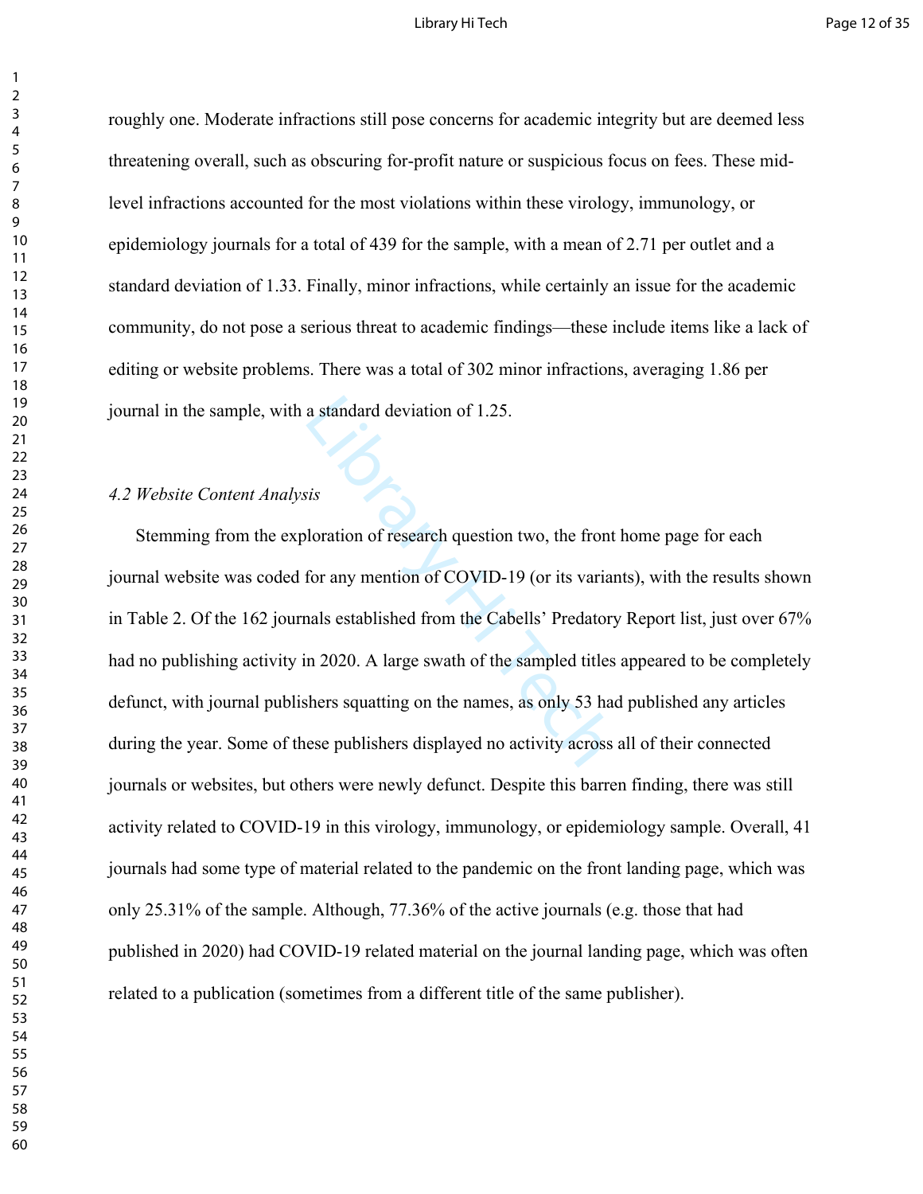roughly one. Moderate infractions still pose concerns for academic integrity but are deemed less threatening overall, such as obscuring for-profit nature or suspicious focus on fees. These mid-level infractions accounted for the most violations within these virology, immunology, or epidemiology journals for a total of 439 for the sample, with a mean of 2.71 per outlet and a standard deviation of 1.33. Finally, minor infractions, while certainly an issue for the academic community, do not pose a serious threat to academic findings—these include items like a lack of editing or website problems. There was a total of 302 minor infractions, averaging 1.86 per journal in the sample, with a standard deviation of 1.25.

### *4.2 Website Content Analysis*

Stemming from the exploration of research question two, the front home page for each journal website was coded for any mention of COVID-19 (or its variants), with the results shown in Table 2. Of the 162 journals established from the Cabells' Predatory Report list, just over 67% had no publishing activity in 2020. A large swath of the sampled titles appeared to be completely defunct, with journal publishers squatting on the names, as only 53 had published any articles during the year. Some of these publishers displayed no activity across all of their connected journals or websites, but others were newly defunct. Despite this barren finding, there was still activity related to COVID-19 in this virology, immunology, or epidemiology sample. Overall, 41 journals had some type of material related to the pandemic on the front landing page, which was only 25.31% of the sample. Although, 77.36% of the active journals (e.g. those that had published in 2020) had COVID-19 related material on the journal landing page, which was often related to a publication (sometimes from a different title of the same publisher).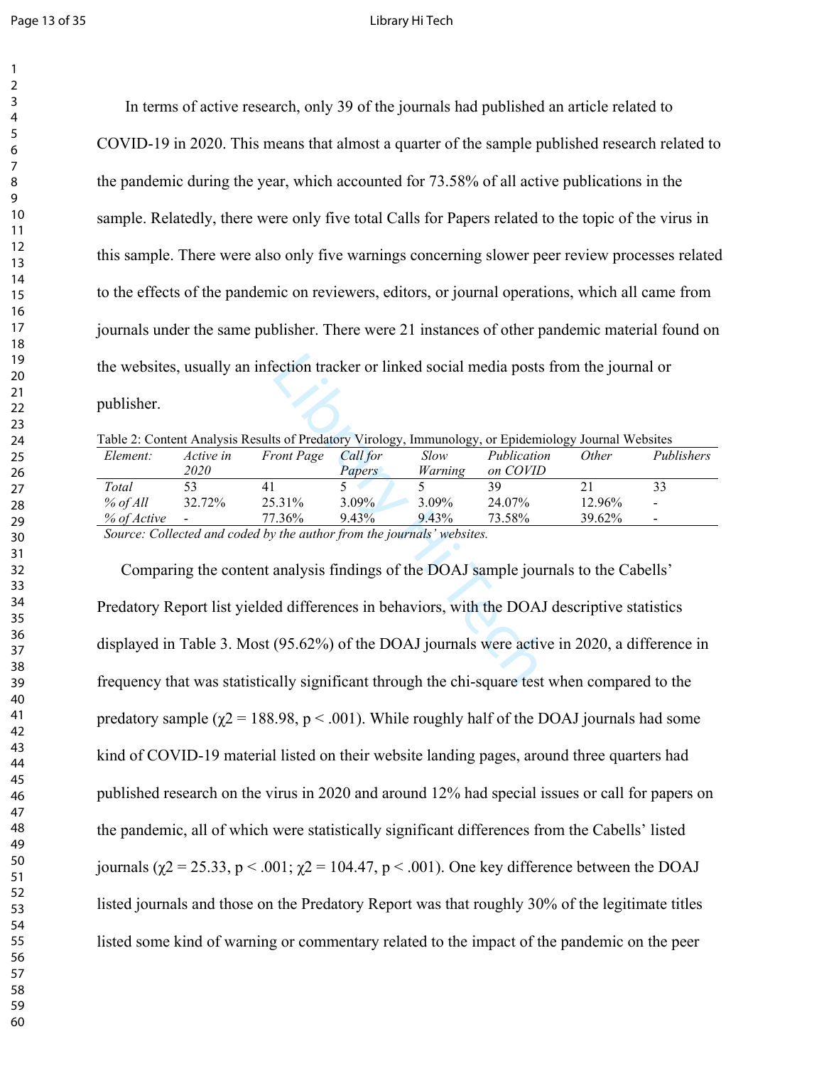In terms of active research, only 39 of the journals had published an article related to COVID-19 in 2020. This means that almost a quarter of the sample published research related to the pandemic during the year, which accounted for 73.58% of all active publications in the sample. Relatedly, there were only five total Calls for Papers related to the topic of the virus in this sample. There were also only five warnings concerning slower peer review processes related to the effects of the pandemic on reviewers, editors, or journal operations, which all came from journals under the same publisher. There were 21 instances of other pandemic material found on the websites, usually an infection tracker or linked social media posts from the journal or publisher.

Table 2: Content Analysis Results of Predatory Virology, Immunology, or Epidemiology Journal Websites

| *Element:* | *Active in 2020* | *Front Page* | *Call for Papers* | *Slow Warning* | *Publication on COVID* | *Other* | *Publishers* |
|---|---|---|---|---|---|---|---|
| *Total* | 53 | 41 | 5 | 5 | 39 | 21 | 33 |
| *% of All* | 32.72% | 25.31% | 3.09% | 3.09% | 24.07% | 12.96% | - |
| *% of Active* | - | 77.36% | 9.43% | 9.43% | 73.58% | 39.62% | - |

*Source: Collected and coded by the author from the journals' websites.*

Comparing the content analysis findings of the DOAJ sample journals to the Cabells' Predatory Report list yielded differences in behaviors, with the DOAJ descriptive statistics displayed in Table 3. Most (95.62%) of the DOAJ journals were active in 2020, a difference in frequency that was statistically significant through the chi-square test when compared to the predatory sample ($\chi2 = 188.98$, $p < .001$). While roughly half of the DOAJ journals had some kind of COVID-19 material listed on their website landing pages, around three quarters had published research on the virus in 2020 and around 12% had special issues or call for papers on the pandemic, all of which were statistically significant differences from the Cabells' listed journals ($\chi2 = 25.33$, $p < .001$; $\chi2 = 104.47$, $p < .001$). One key difference between the DOAJ listed journals and those on the Predatory Report was that roughly 30% of the legitimate titles listed some kind of warning or commentary related to the impact of the pandemic on the peer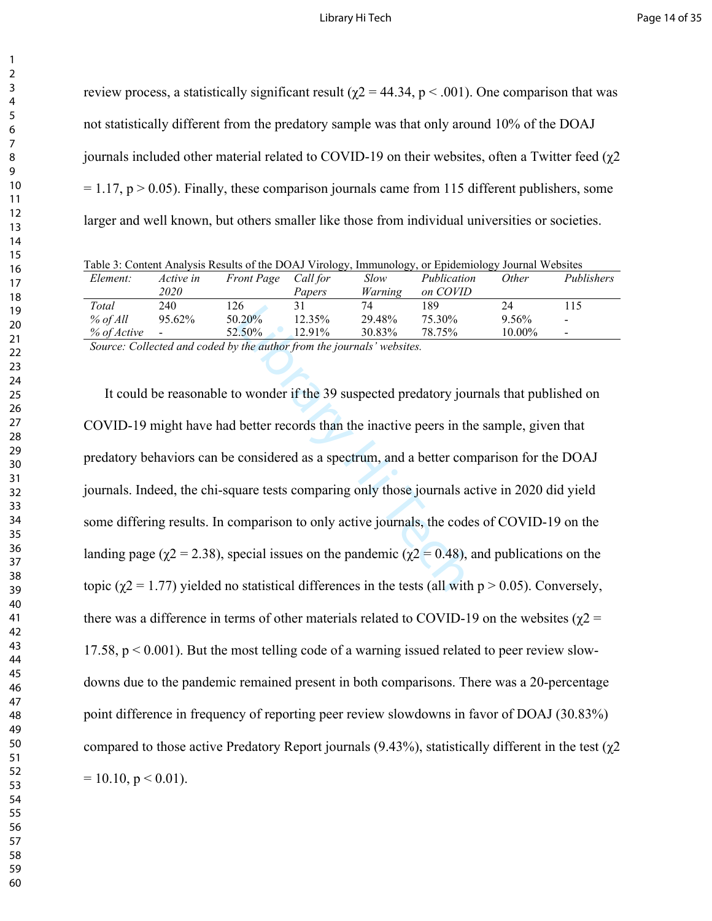review process, a statistically significant result ($\chi 2 = 44.34$, $p < .001$). One comparison that was not statistically different from the predatory sample was that only around 10% of the DOAJ journals included other material related to COVID-19 on their websites, often a Twitter feed ($\chi 2 = 1.17$, $p > 0.05$). Finally, these comparison journals came from 115 different publishers, some larger and well known, but others smaller like those from individual universities or societies.

Table 3: Content Analysis Results of the DOAJ Virology, Immunology, or Epidemiology Journal Websites

| *Element:* | *Active in 2020* | *Front Page* | *Call for Papers* | *Slow Warning* | *Publication on COVID* | *Other* | *Publishers* |
|---|---|---|---|---|---|---|---|
| *Total* | 240 | 126 | 31 | 74 | 189 | 24 | 115 |
| *% of All* | 95.62% | 50.20% | 12.35% | 29.48% | 75.30% | 9.56% | - |
| *% of Active* | - | 52.50% | 12.91% | 30.83% | 78.75% | 10.00% | - |

*Source: Collected and coded by the author from the journals' websites.*

It could be reasonable to wonder if the 39 suspected predatory journals that published on COVID-19 might have had better records than the inactive peers in the sample, given that predatory behaviors can be considered as a spectrum, and a better comparison for the DOAJ journals. Indeed, the chi-square tests comparing only those journals active in 2020 did yield some differing results. In comparison to only active journals, the codes of COVID-19 on the landing page ($\chi 2 = 2.38$), special issues on the pandemic ($\chi 2 = 0.48$), and publications on the topic ($\chi 2 = 1.77$) yielded no statistical differences in the tests (all with $p > 0.05$). Conversely, there was a difference in terms of other materials related to COVID-19 on the websites ($\chi 2 = 17.58$, $p < 0.001$). But the most telling code of a warning issued related to peer review slow-downs due to the pandemic remained present in both comparisons. There was a 20-percentage point difference in frequency of reporting peer review slowdowns in favor of DOAJ (30.83%) compared to those active Predatory Report journals (9.43%), statistically different in the test ($\chi 2 = 10.10$, $p < 0.01$).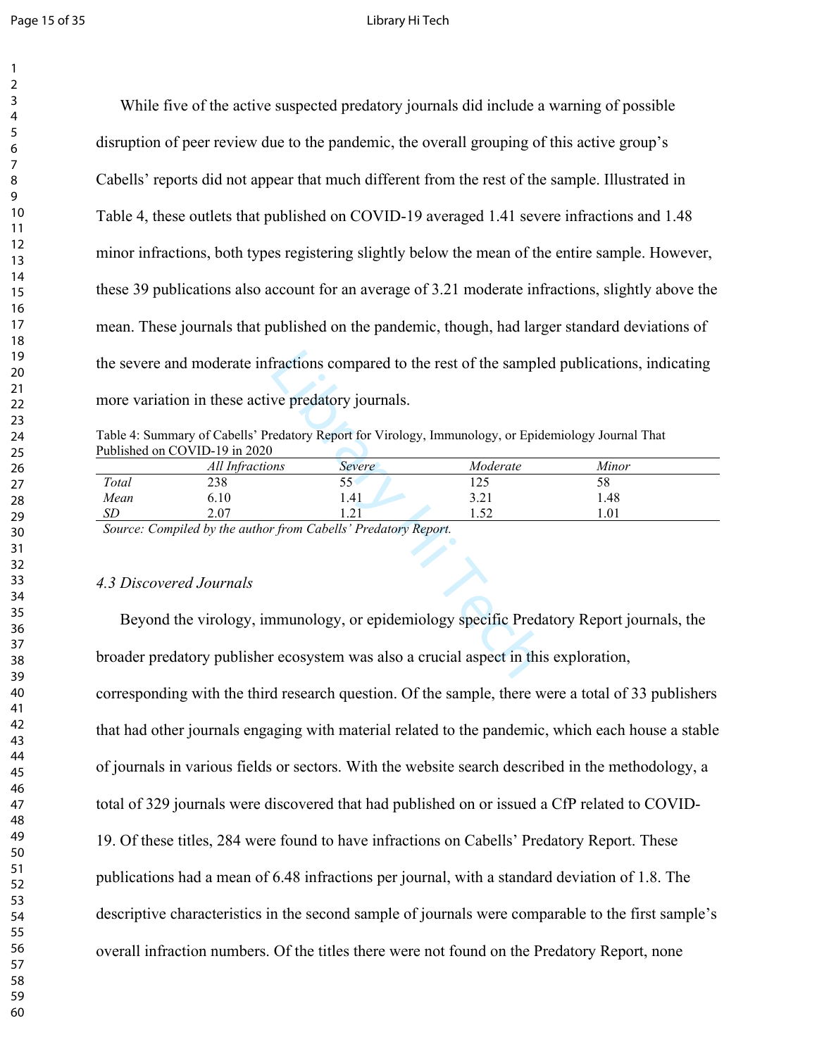While five of the active suspected predatory journals did include a warning of possible disruption of peer review due to the pandemic, the overall grouping of this active group's Cabells' reports did not appear that much different from the rest of the sample. Illustrated in Table 4, these outlets that published on COVID-19 averaged 1.41 severe infractions and 1.48 minor infractions, both types registering slightly below the mean of the entire sample. However, these 39 publications also account for an average of 3.21 moderate infractions, slightly above the mean. These journals that published on the pandemic, though, had larger standard deviations of the severe and moderate infractions compared to the rest of the sampled publications, indicating more variation in these active predatory journals.

Table 4: Summary of Cabells' Predatory Report for Virology, Immunology, or Epidemiology Journal That Published on COVID-19 in 2020

| | *All Infractions* | *Severe* | *Moderate* | *Minor* |
|---|---|---|---|---|
| *Total* | 238 | 55 | 125 | 58 |
| *Mean* | 6.10 | 1.41 | 3.21 | 1.48 |
| *SD* | 2.07 | 1.21 | 1.52 | 1.01 |

*Source: Compiled by the author from Cabells' Predatory Report.*

### *4.3 Discovered Journals*

Beyond the virology, immunology, or epidemiology specific Predatory Report journals, the broader predatory publisher ecosystem was also a crucial aspect in this exploration, corresponding with the third research question. Of the sample, there were a total of 33 publishers that had other journals engaging with material related to the pandemic, which each house a stable of journals in various fields or sectors. With the website search described in the methodology, a total of 329 journals were discovered that had published on or issued a CfP related to COVID-19. Of these titles, 284 were found to have infractions on Cabells' Predatory Report. These publications had a mean of 6.48 infractions per journal, with a standard deviation of 1.8. The descriptive characteristics in the second sample of journals were comparable to the first sample's overall infraction numbers. Of the titles there were not found on the Predatory Report, none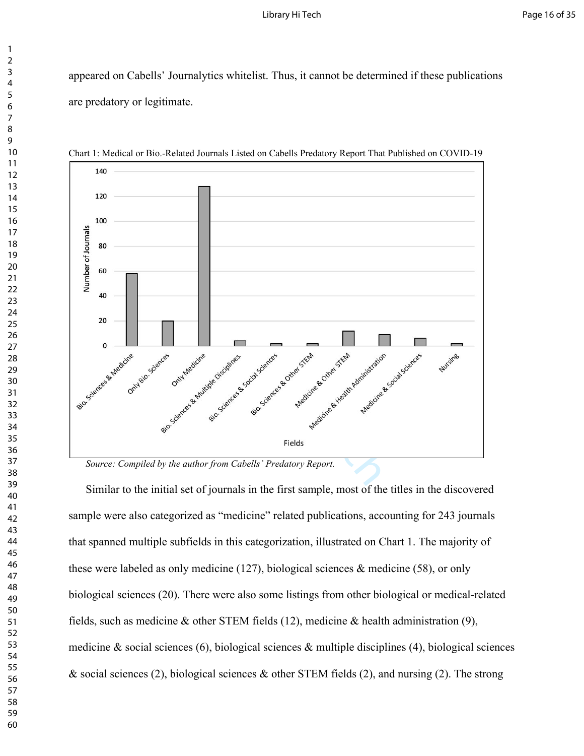appeared on Cabells' Journalytics whitelist. Thus, it cannot be determined if these publications are predatory or legitimate.

Chart 1: Medical or Bio.-Related Journals Listed on Cabells Predatory Report That Published on COVID-19

*Source: Compiled by the author from Cabells' Predatory Report.*

Similar to the initial set of journals in the first sample, most of the titles in the discovered sample were also categorized as "medicine" related publications, accounting for 243 journals that spanned multiple subfields in this categorization, illustrated on Chart 1. The majority of these were labeled as only medicine (127), biological sciences & medicine (58), or only biological sciences (20). There were also some listings from other biological or medical-related fields, such as medicine & other STEM fields (12), medicine & health administration (9), medicine & social sciences (6), biological sciences & multiple disciplines (4), biological sciences & social sciences (2), biological sciences & other STEM fields (2), and nursing (2). The strong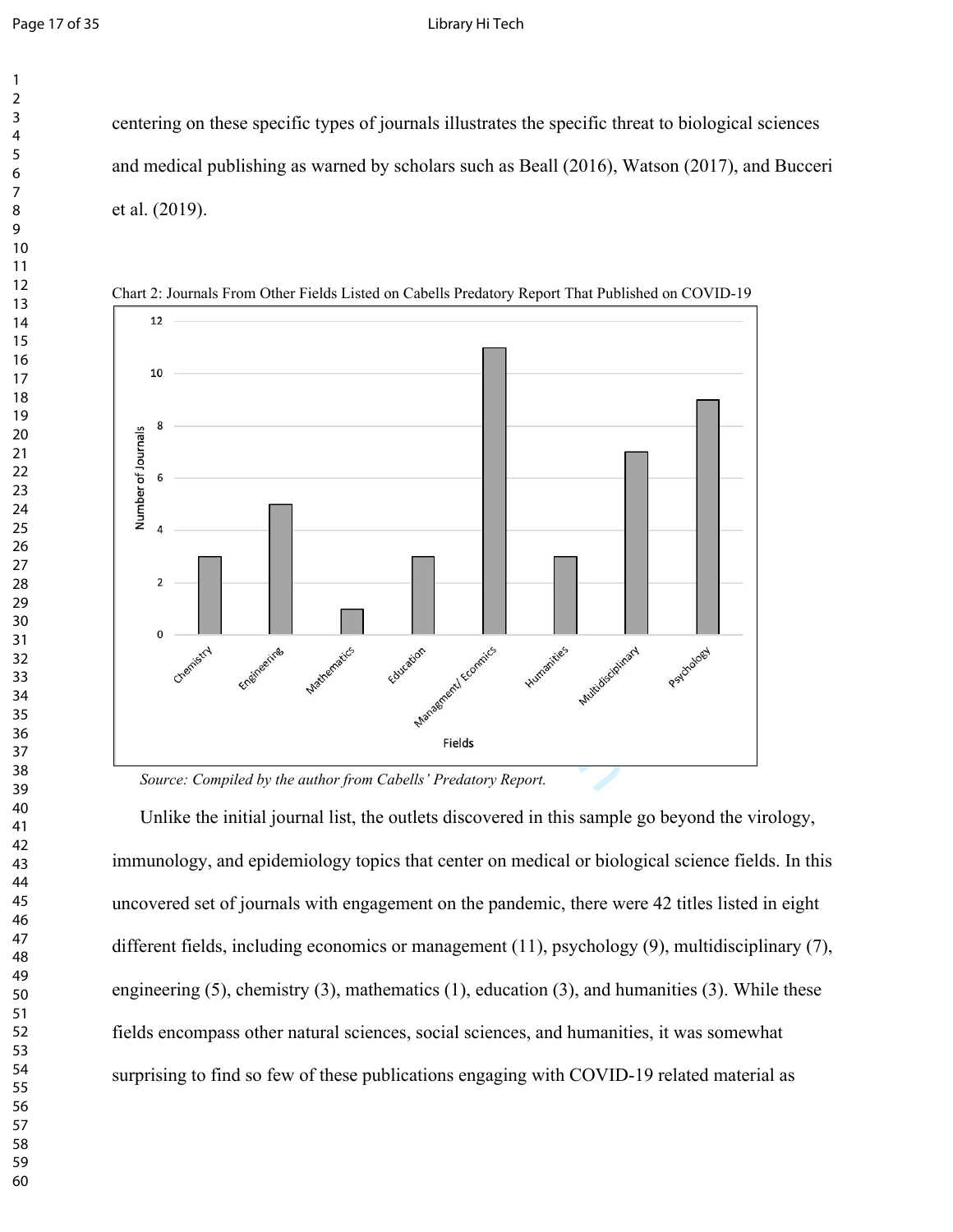centering on these specific types of journals illustrates the specific threat to biological sciences and medical publishing as warned by scholars such as Beall (2016), Watson (2017), and Bucceri et al. (2019).

Chart 2: Journals From Other Fields Listed on Cabells Predatory Report That Published on COVID-19

*Source: Compiled by the author from Cabells' Predatory Report.*

Unlike the initial journal list, the outlets discovered in this sample go beyond the virology, immunology, and epidemiology topics that center on medical or biological science fields. In this uncovered set of journals with engagement on the pandemic, there were 42 titles listed in eight different fields, including economics or management (11), psychology (9), multidisciplinary (7), engineering (5), chemistry (3), mathematics (1), education (3), and humanities (3). While these fields encompass other natural sciences, social sciences, and humanities, it was somewhat surprising to find so few of these publications engaging with COVID-19 related material as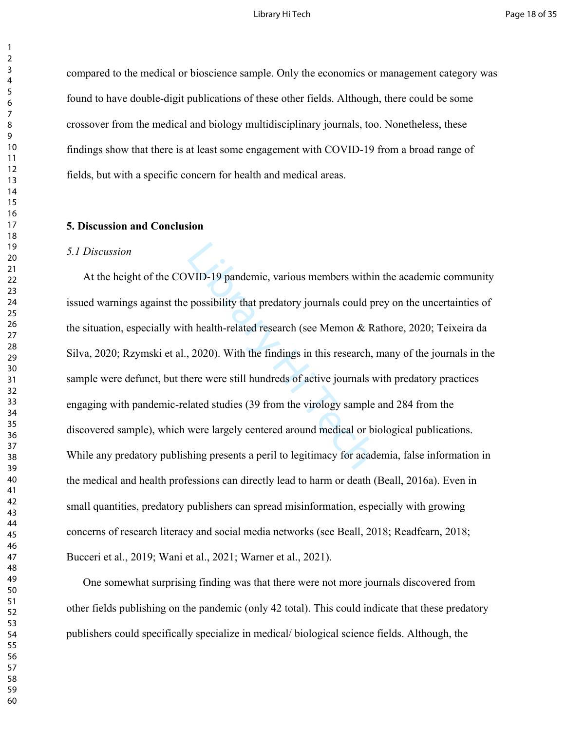compared to the medical or bioscience sample. Only the economics or management category was found to have double-digit publications of these other fields. Although, there could be some crossover from the medical and biology multidisciplinary journals, too. Nonetheless, these findings show that there is at least some engagement with COVID-19 from a broad range of fields, but with a specific concern for health and medical areas.

## 5. Discussion and Conclusion

### *5.1 Discussion*

At the height of the COVID-19 pandemic, various members within the academic community issued warnings against the possibility that predatory journals could prey on the uncertainties of the situation, especially with health-related research (see Memon & Rathore, 2020; Teixeira da Silva, 2020; Rzymski et al., 2020). With the findings in this research, many of the journals in the sample were defunct, but there were still hundreds of active journals with predatory practices engaging with pandemic-related studies (39 from the virology sample and 284 from the discovered sample), which were largely centered around medical or biological publications. While any predatory publishing presents a peril to legitimacy for academia, false information in the medical and health professions can directly lead to harm or death (Beall, 2016a). Even in small quantities, predatory publishers can spread misinformation, especially with growing concerns of research literacy and social media networks (see Beall, 2018; Readfearn, 2018; Bucceri et al., 2019; Wani et al., 2021; Warner et al., 2021).

One somewhat surprising finding was that there were not more journals discovered from other fields publishing on the pandemic (only 42 total). This could indicate that these predatory publishers could specifically specialize in medical/ biological science fields. Although, the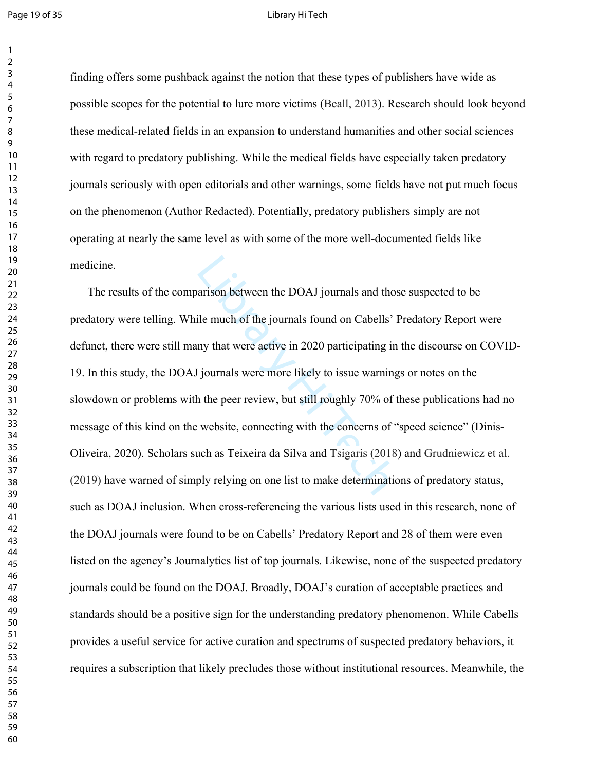finding offers some pushback against the notion that these types of publishers have wide as possible scopes for the potential to lure more victims (Beall, 2013). Research should look beyond these medical-related fields in an expansion to understand humanities and other social sciences with regard to predatory publishing. While the medical fields have especially taken predatory journals seriously with open editorials and other warnings, some fields have not put much focus on the phenomenon (Author Redacted). Potentially, predatory publishers simply are not operating at nearly the same level as with some of the more well-documented fields like medicine.

The results of the comparison between the DOAJ journals and those suspected to be predatory were telling. While much of the journals found on Cabells' Predatory Report were defunct, there were still many that were active in 2020 participating in the discourse on COVID-19. In this study, the DOAJ journals were more likely to issue warnings or notes on the slowdown or problems with the peer review, but still roughly 70% of these publications had no message of this kind on the website, connecting with the concerns of "speed science" (Dinis-Oliveira, 2020). Scholars such as Teixeira da Silva and Tsigaris (2018) and Grudniewicz et al. (2019) have warned of simply relying on one list to make determinations of predatory status, such as DOAJ inclusion. When cross-referencing the various lists used in this research, none of the DOAJ journals were found to be on Cabells' Predatory Report and 28 of them were even listed on the agency's Journalytics list of top journals. Likewise, none of the suspected predatory journals could be found on the DOAJ. Broadly, DOAJ's curation of acceptable practices and standards should be a positive sign for the understanding predatory phenomenon. While Cabells provides a useful service for active curation and spectrums of suspected predatory behaviors, it requires a subscription that likely precludes those without institutional resources. Meanwhile, the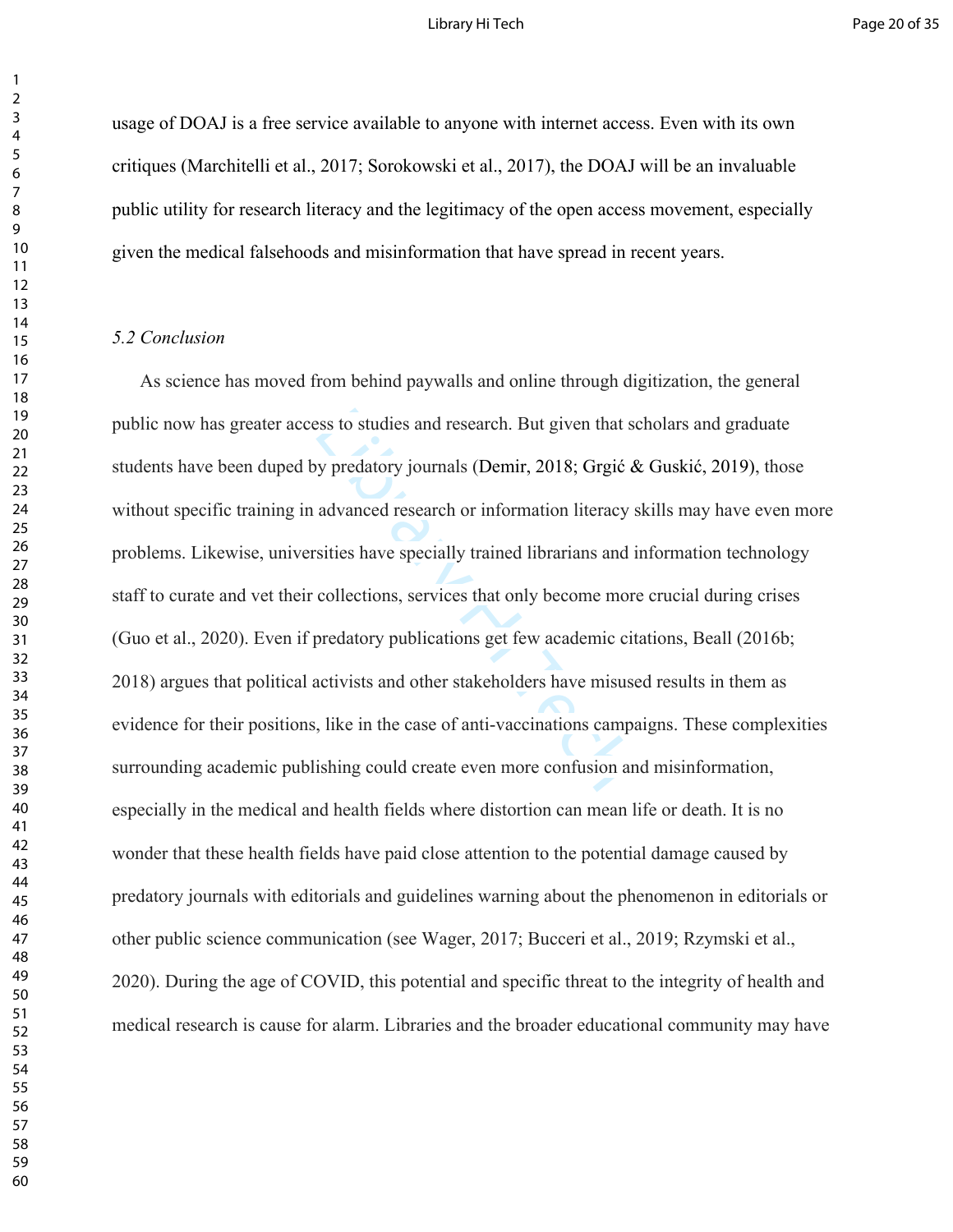usage of DOAJ is a free service available to anyone with internet access. Even with its own critiques (Marchitelli et al., 2017; Sorokowski et al., 2017), the DOAJ will be an invaluable public utility for research literacy and the legitimacy of the open access movement, especially given the medical falsehoods and misinformation that have spread in recent years.

*5.2 Conclusion*

As science has moved from behind paywalls and online through digitization, the general public now has greater access to studies and research. But given that scholars and graduate students have been duped by predatory journals (Demir, 2018; Grgić & Guskić, 2019), those without specific training in advanced research or information literacy skills may have even more problems. Likewise, universities have specially trained librarians and information technology staff to curate and vet their collections, services that only become more crucial during crises (Guo et al., 2020). Even if predatory publications get few academic citations, Beall (2016b; 2018) argues that political activists and other stakeholders have misused results in them as evidence for their positions, like in the case of anti-vaccinations campaigns. These complexities surrounding academic publishing could create even more confusion and misinformation, especially in the medical and health fields where distortion can mean life or death. It is no wonder that these health fields have paid close attention to the potential damage caused by predatory journals with editorials and guidelines warning about the phenomenon in editorials or other public science communication (see Wager, 2017; Bucceri et al., 2019; Rzymski et al., 2020). During the age of COVID, this potential and specific threat to the integrity of health and medical research is cause for alarm. Libraries and the broader educational community may have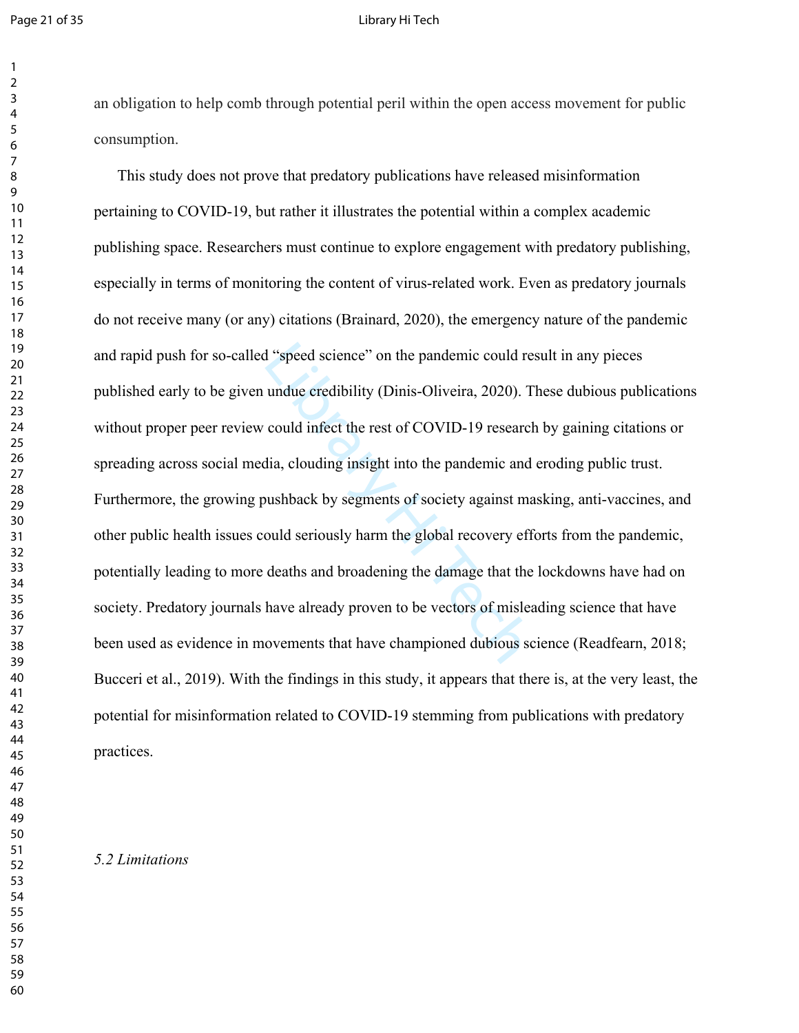an obligation to help comb through potential peril within the open access movement for public consumption.

This study does not prove that predatory publications have released misinformation pertaining to COVID-19, but rather it illustrates the potential within a complex academic publishing space. Researchers must continue to explore engagement with predatory publishing, especially in terms of monitoring the content of virus-related work. Even as predatory journals do not receive many (or any) citations (Brainard, 2020), the emergency nature of the pandemic and rapid push for so-called "speed science" on the pandemic could result in any pieces published early to be given undue credibility (Dinis-Oliveira, 2020). These dubious publications without proper peer review could infect the rest of COVID-19 research by gaining citations or spreading across social media, clouding insight into the pandemic and eroding public trust. Furthermore, the growing pushback by segments of society against masking, anti-vaccines, and other public health issues could seriously harm the global recovery efforts from the pandemic, potentially leading to more deaths and broadening the damage that the lockdowns have had on society. Predatory journals have already proven to be vectors of misleading science that have been used as evidence in movements that have championed dubious science (Readfearn, 2018; Bucceri et al., 2019). With the findings in this study, it appears that there is, at the very least, the potential for misinformation related to COVID-19 stemming from publications with predatory practices.

### *5.2 Limitations*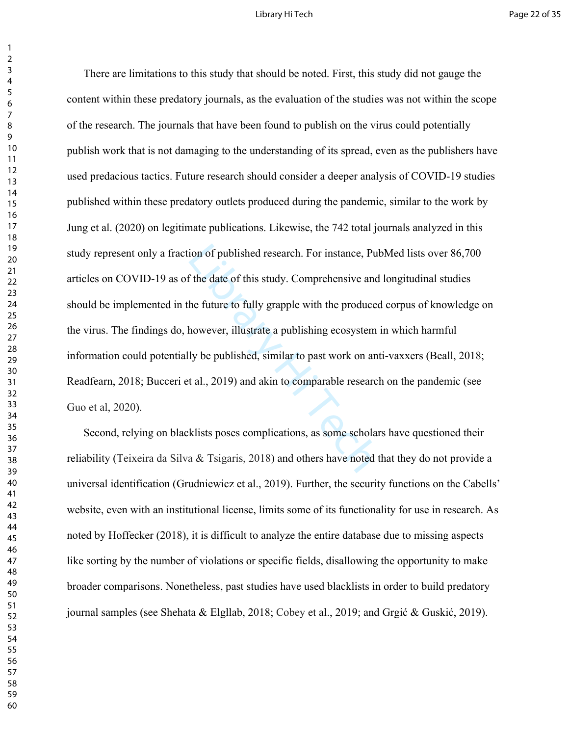There are limitations to this study that should be noted. First, this study did not gauge the content within these predatory journals, as the evaluation of the studies was not within the scope of the research. The journals that have been found to publish on the virus could potentially publish work that is not damaging to the understanding of its spread, even as the publishers have used predacious tactics. Future research should consider a deeper analysis of COVID-19 studies published within these predatory outlets produced during the pandemic, similar to the work by Jung et al. (2020) on legitimate publications. Likewise, the 742 total journals analyzed in this study represent only a fraction of published research. For instance, PubMed lists over 86,700 articles on COVID-19 as of the date of this study. Comprehensive and longitudinal studies should be implemented in the future to fully grapple with the produced corpus of knowledge on the virus. The findings do, however, illustrate a publishing ecosystem in which harmful information could potentially be published, similar to past work on anti-vaxxers (Beall, 2018; Readfearn, 2018; Bucceri et al., 2019) and akin to comparable research on the pandemic (see Guo et al, 2020).

Second, relying on blacklists poses complications, as some scholars have questioned their reliability (Teixeira da Silva & Tsigaris, 2018) and others have noted that they do not provide a universal identification (Grudniewicz et al., 2019). Further, the security functions on the Cabells' website, even with an institutional license, limits some of its functionality for use in research. As noted by Hoffecker (2018), it is difficult to analyze the entire database due to missing aspects like sorting by the number of violations or specific fields, disallowing the opportunity to make broader comparisons. Nonetheless, past studies have used blacklists in order to build predatory journal samples (see Shehata & Elgllab, 2018; Cobey et al., 2019; and Grgić & Guskić, 2019).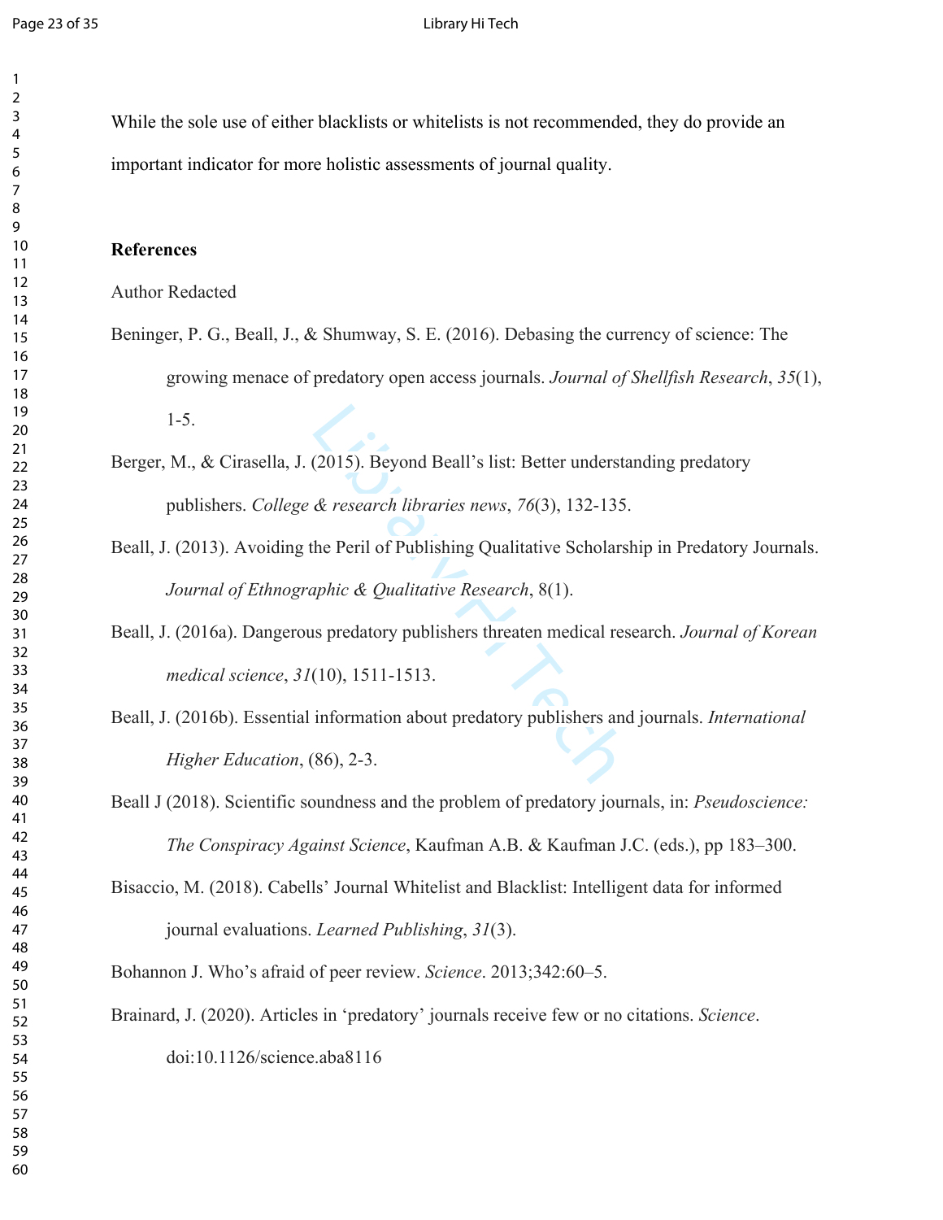While the sole use of either blacklists or whitelists is not recommended, they do provide an important indicator for more holistic assessments of journal quality.

## References

Author Redacted

Beninger, P. G., Beall, J., & Shumway, S. E. (2016). Debasing the currency of science: The growing menace of predatory open access journals. *Journal of Shellfish Research*, *35*(1), 1-5.

Berger, M., & Cirasella, J. (2015). Beyond Beall's list: Better understanding predatory publishers. *College & research libraries news*, *76*(3), 132-135.

Beall, J. (2013). Avoiding the Peril of Publishing Qualitative Scholarship in Predatory Journals. *Journal of Ethnographic & Qualitative Research*, 8(1).

Beall, J. (2016a). Dangerous predatory publishers threaten medical research. *Journal of Korean medical science*, *31*(10), 1511-1513.

Beall, J. (2016b). Essential information about predatory publishers and journals. *International Higher Education*, (86), 2-3.

Beall J (2018). Scientific soundness and the problem of predatory journals, in: *Pseudoscience: The Conspiracy Against Science*, Kaufman A.B. & Kaufman J.C. (eds.), pp 183–300.

Bisaccio, M. (2018). Cabells' Journal Whitelist and Blacklist: Intelligent data for informed journal evaluations. *Learned Publishing*, *31*(3).

Bohannon J. Who's afraid of peer review. *Science*. 2013;342:60–5.

Brainard, J. (2020). Articles in 'predatory' journals receive few or no citations. *Science*. doi:10.1126/science.aba8116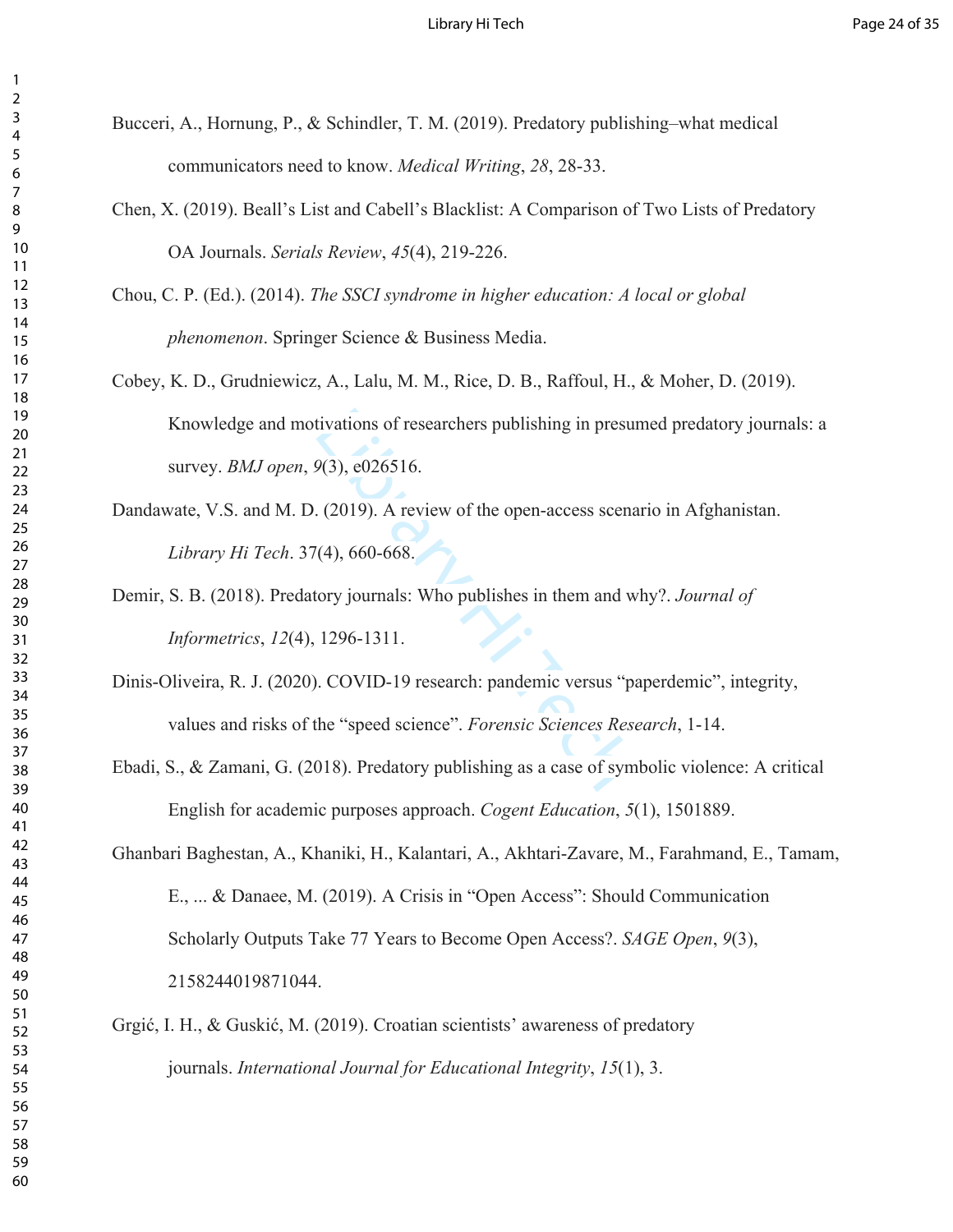Bucceri, A., Hornung, P., & Schindler, T. M. (2019). Predatory publishing–what medical communicators need to know. *Medical Writing*, *28*, 28-33.

Chen, X. (2019). Beall's List and Cabell's Blacklist: A Comparison of Two Lists of Predatory OA Journals. *Serials Review*, *45*(4), 219-226.

Chou, C. P. (Ed.). (2014). *The SSCI syndrome in higher education: A local or global phenomenon*. Springer Science & Business Media.

Cobey, K. D., Grudniewicz, A., Lalu, M. M., Rice, D. B., Raffoul, H., & Moher, D. (2019). Knowledge and motivations of researchers publishing in presumed predatory journals: a survey. *BMJ open*, *9*(3), e026516.

Dandawate, V.S. and M. D. (2019). A review of the open-access scenario in Afghanistan. *Library Hi Tech*. 37(4), 660-668.

Demir, S. B. (2018). Predatory journals: Who publishes in them and why?. *Journal of Informetrics*, *12*(4), 1296-1311.

Dinis-Oliveira, R. J. (2020). COVID-19 research: pandemic versus "paperdemic", integrity, values and risks of the "speed science". *Forensic Sciences Research*, 1-14.

Ebadi, S., & Zamani, G. (2018). Predatory publishing as a case of symbolic violence: A critical English for academic purposes approach. *Cogent Education*, *5*(1), 1501889.

Ghanbari Baghestan, A., Khaniki, H., Kalantari, A., Akhtari-Zavare, M., Farahmand, E., Tamam, E., ... & Danaee, M. (2019). A Crisis in "Open Access": Should Communication Scholarly Outputs Take 77 Years to Become Open Access?. *SAGE Open*, *9*(3), 2158244019871044.

Grgić, I. H., & Guskić, M. (2019). Croatian scientists' awareness of predatory journals. *International Journal for Educational Integrity*, *15*(1), 3.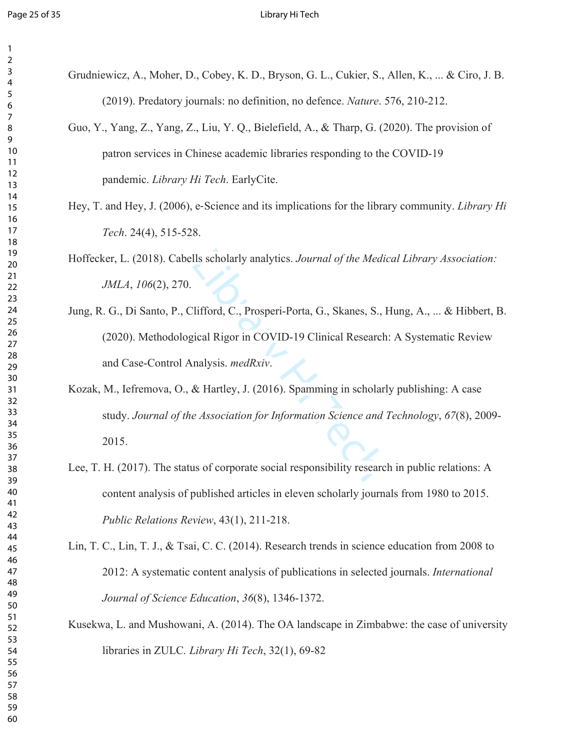Grudniewicz, A., Moher, D., Cobey, K. D., Bryson, G. L., Cukier, S., Allen, K., ... & Ciro, J. B. (2019). Predatory journals: no definition, no defence. *Nature*. 576, 210-212.

Guo, Y., Yang, Z., Yang, Z., Liu, Y. Q., Bielefield, A., & Tharp, G. (2020). The provision of patron services in Chinese academic libraries responding to the COVID-19 pandemic. *Library Hi Tech*. EarlyCite.

Hey, T. and Hey, J. (2006), e-Science and its implications for the library community. *Library Hi Tech*. 24(4), 515-528.

Hoffecker, L. (2018). Cabells scholarly analytics. *Journal of the Medical Library Association: JMLA*, *106*(2), 270.

Jung, R. G., Di Santo, P., Clifford, C., Prosperi-Porta, G., Skanes, S., Hung, A., ... & Hibbert, B. (2020). Methodological Rigor in COVID-19 Clinical Research: A Systematic Review and Case-Control Analysis. *medRxiv*.

Kozak, M., Iefremova, O., & Hartley, J. (2016). Spamming in scholarly publishing: A case study. *Journal of the Association for Information Science and Technology*, *67*(8), 2009-2015.

Lee, T. H. (2017). The status of corporate social responsibility research in public relations: A content analysis of published articles in eleven scholarly journals from 1980 to 2015. *Public Relations Review*, 43(1), 211-218.

Lin, T. C., Lin, T. J., & Tsai, C. C. (2014). Research trends in science education from 2008 to 2012: A systematic content analysis of publications in selected journals. *International Journal of Science Education*, *36*(8), 1346-1372.

Kusekwa, L. and Mushowani, A. (2014). The OA landscape in Zimbabwe: the case of university libraries in ZULC. *Library Hi Tech*, 32(1), 69-82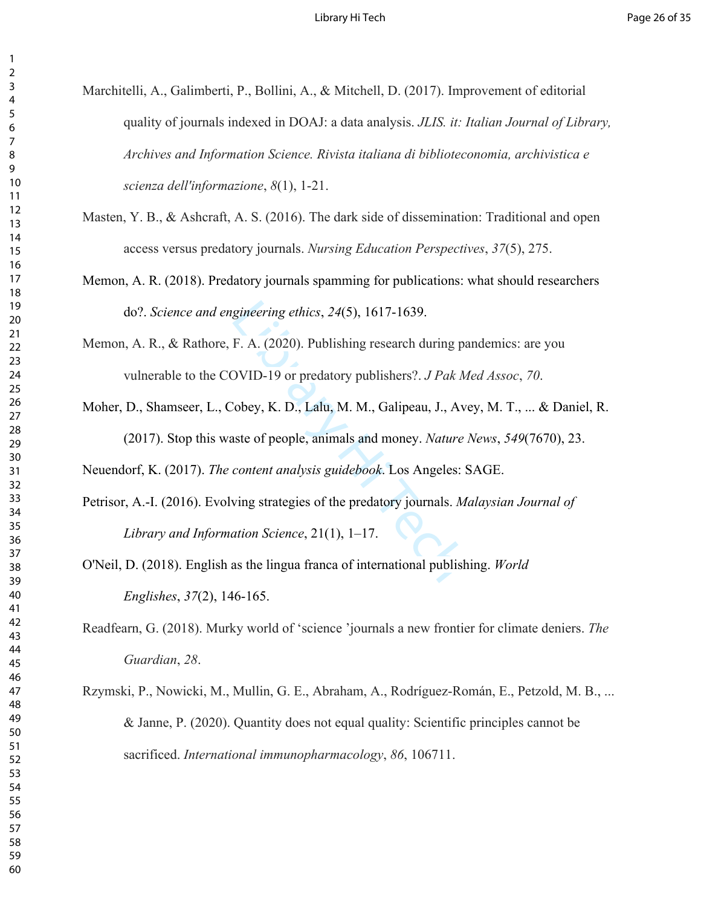Marchitelli, A., Galimberti, P., Bollini, A., & Mitchell, D. (2017). Improvement of editorial quality of journals indexed in DOAJ: a data analysis. *JLIS. it: Italian Journal of Library, Archives and Information Science. Rivista italiana di biblioteconomia, archivistica e scienza dell'informazione*, *8*(1), 1-21.

Masten, Y. B., & Ashcraft, A. S. (2016). The dark side of dissemination: Traditional and open access versus predatory journals. *Nursing Education Perspectives*, *37*(5), 275.

Memon, A. R. (2018). Predatory journals spamming for publications: what should researchers do?. *Science and engineering ethics*, *24*(5), 1617-1639.

Memon, A. R., & Rathore, F. A. (2020). Publishing research during pandemics: are you vulnerable to the COVID-19 or predatory publishers?. *J Pak Med Assoc*, *70*.

Moher, D., Shamseer, L., Cobey, K. D., Lalu, M. M., Galipeau, J., Avey, M. T., ... & Daniel, R. (2017). Stop this waste of people, animals and money. *Nature News*, *549*(7670), 23.

Neuendorf, K. (2017). *The content analysis guidebook*. Los Angeles: SAGE.

Petrisor, A.-I. (2016). Evolving strategies of the predatory journals. *Malaysian Journal of Library and Information Science*, 21(1), 1–17.

O'Neil, D. (2018). English as the lingua franca of international publishing. *World Englishes*, *37*(2), 146-165.

Readfearn, G. (2018). Murky world of 'science 'journals a new frontier for climate deniers. *The Guardian*, *28*.

Rzymski, P., Nowicki, M., Mullin, G. E., Abraham, A., Rodríguez-Román, E., Petzold, M. B., ... & Janne, P. (2020). Quantity does not equal quality: Scientific principles cannot be sacrificed. *International immunopharmacology*, *86*, 106711.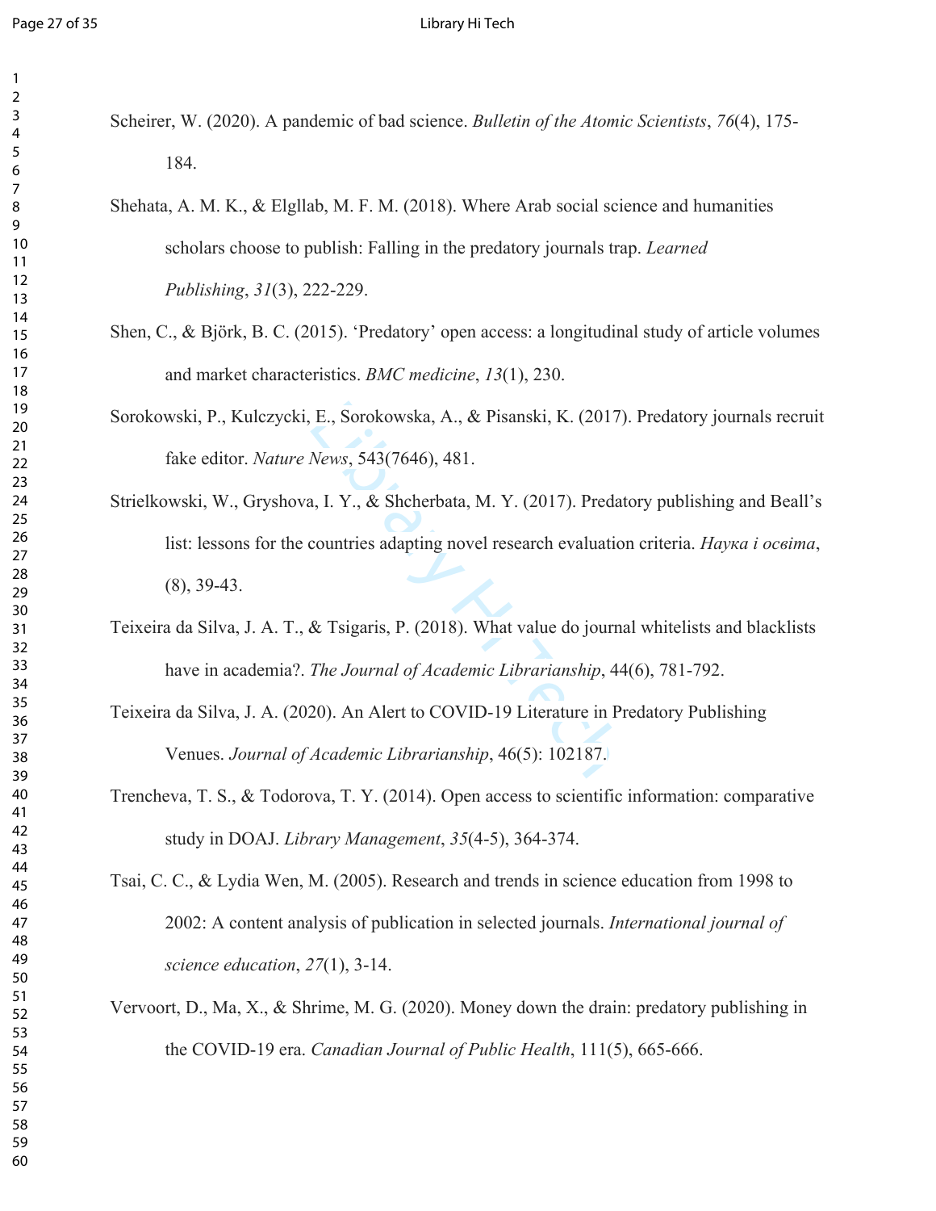Scheirer, W. (2020). A pandemic of bad science. *Bulletin of the Atomic Scientists*, *76*(4), 175-184.

Shehata, A. M. K., & Elgllab, M. F. M. (2018). Where Arab social science and humanities scholars choose to publish: Falling in the predatory journals trap. *Learned Publishing*, *31*(3), 222-229.

Shen, C., & Björk, B. C. (2015). 'Predatory' open access: a longitudinal study of article volumes and market characteristics. *BMC medicine*, *13*(1), 230.

Sorokowski, P., Kulczycki, E., Sorokowska, A., & Pisanski, K. (2017). Predatory journals recruit fake editor. *Nature News*, 543(7646), 481.

Strielkowski, W., Gryshova, I. Y., & Shcherbata, M. Y. (2017). Predatory publishing and Beall's list: lessons for the countries adapting novel research evaluation criteria. *Наука і освіта*, (8), 39-43.

Teixeira da Silva, J. A. T., & Tsigaris, P. (2018). What value do journal whitelists and blacklists have in academia?. *The Journal of Academic Librarianship*, 44(6), 781-792.

Teixeira da Silva, J. A. (2020). An Alert to COVID-19 Literature in Predatory Publishing Venues. *Journal of Academic Librarianship*, 46(5): 102187.

Trencheva, T. S., & Todorova, T. Y. (2014). Open access to scientific information: comparative study in DOAJ. *Library Management*, *35*(4-5), 364-374.

Tsai, C. C., & Lydia Wen, M. (2005). Research and trends in science education from 1998 to 2002: A content analysis of publication in selected journals. *International journal of science education*, *27*(1), 3-14.

Vervoort, D., Ma, X., & Shrime, M. G. (2020). Money down the drain: predatory publishing in the COVID-19 era. *Canadian Journal of Public Health*, 111(5), 665-666.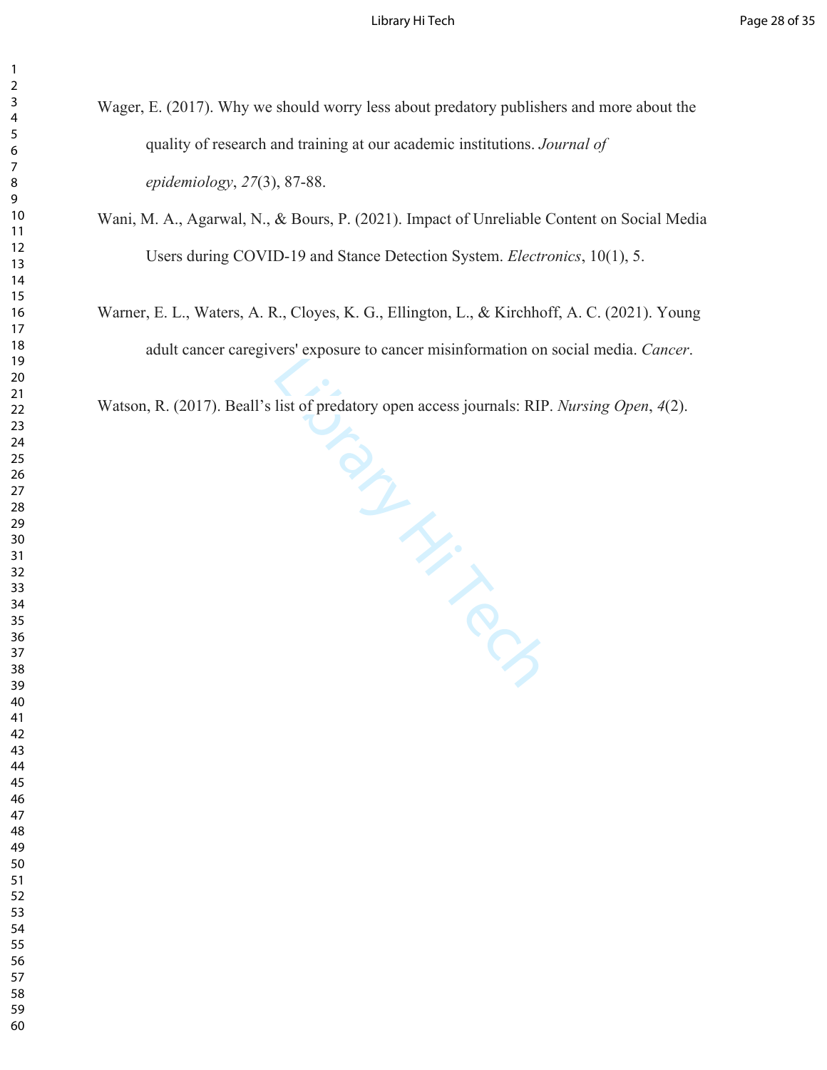Wager, E. (2017). Why we should worry less about predatory publishers and more about the quality of research and training at our academic institutions. *Journal of epidemiology*, *27*(3), 87-88.

Wani, M. A., Agarwal, N., & Bours, P. (2021). Impact of Unreliable Content on Social Media Users during COVID-19 and Stance Detection System. *Electronics*, 10(1), 5.

Warner, E. L., Waters, A. R., Cloyes, K. G., Ellington, L., & Kirchhoff, A. C. (2021). Young adult cancer caregivers' exposure to cancer misinformation on social media. *Cancer*.

Watson, R. (2017). Beall's list of predatory open access journals: RIP. *Nursing Open*, *4*(2).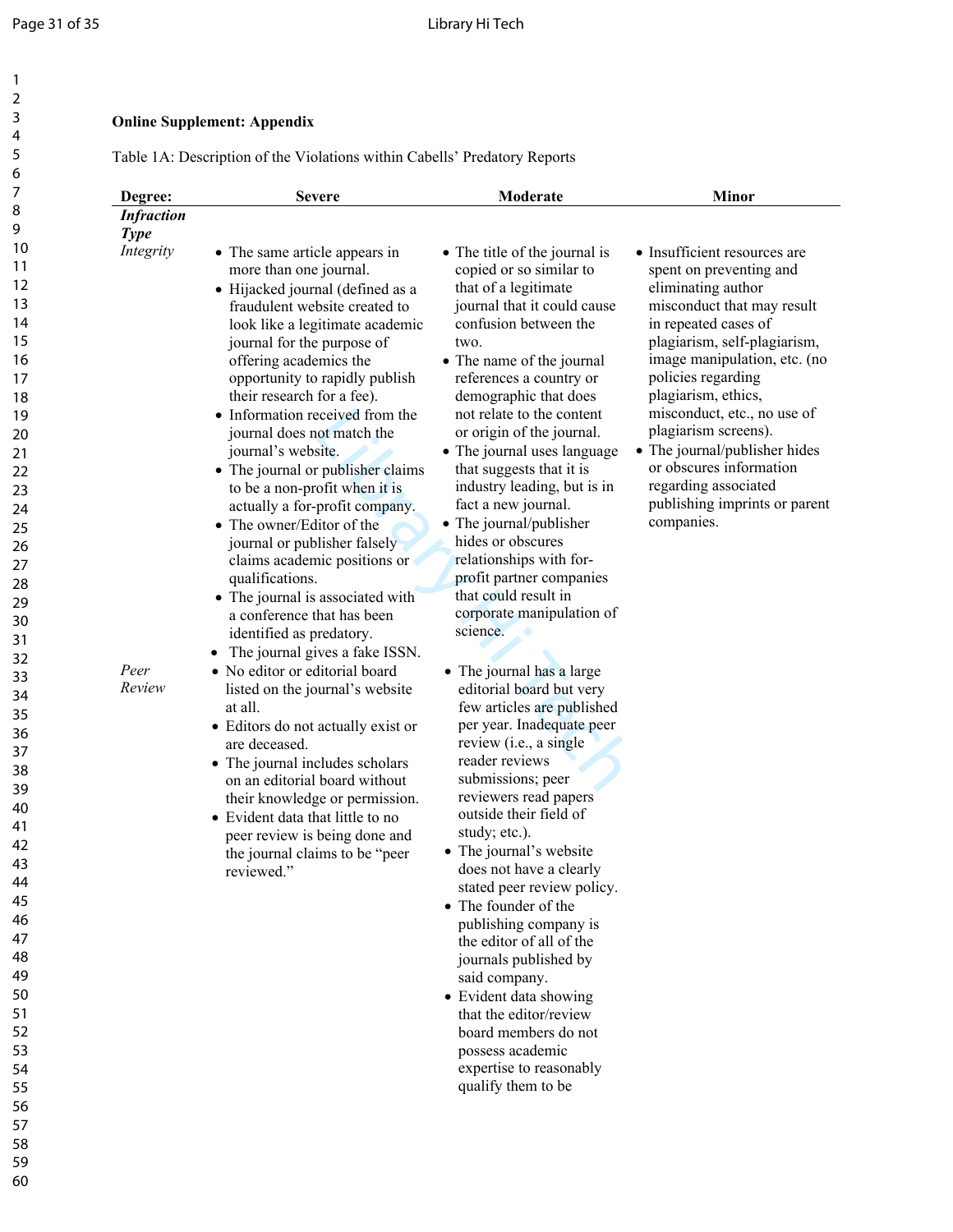**Online Supplement: Appendix**

Table 1A: Description of the Violations within Cabells' Predatory Reports

| Degree: *Infraction Type* | Severe | Moderate | Minor |
|---|---|---|---|
| *Integrity* | • The same article appears in more than one journal.<br>• Hijacked journal (defined as a fraudulent website created to look like a legitimate academic journal for the purpose of offering academics the opportunity to rapidly publish their research for a fee).<br>• Information received from the journal does not match the journal's website.<br>• The journal or publisher claims to be a non-profit when it is actually a for-profit company.<br>• The owner/Editor of the journal or publisher falsely claims academic positions or qualifications.<br>• The journal is associated with a conference that has been identified as predatory.<br>• The journal gives a fake ISSN. | • The title of the journal is copied or so similar to that of a legitimate journal that it could cause confusion between the two.<br>• The name of the journal references a country or demographic that does not relate to the content or origin of the journal.<br>• The journal uses language that suggests that it is industry leading, but is in fact a new journal.<br>• The journal/publisher hides or obscures relationships with for-profit partner companies that could result in corporate manipulation of science. | • Insufficient resources are spent on preventing and eliminating author misconduct that may result in repeated cases of plagiarism, self-plagiarism, image manipulation, etc. (no policies regarding plagiarism, ethics, misconduct, etc., no use of plagiarism screens).<br>• The journal/publisher hides or obscures information regarding associated publishing imprints or parent companies. |
| *Peer Review* | • No editor or editorial board listed on the journal's website at all.<br>• Editors do not actually exist or are deceased.<br>• The journal includes scholars on an editorial board without their knowledge or permission.<br>• Evident data that little to no peer review is being done and the journal claims to be "peer reviewed." | • The journal has a large editorial board but very few articles are published per year. Inadequate peer review (i.e., a single reader reviews submissions; peer reviewers read papers outside their field of study; etc.).<br>• The journal's website does not have a clearly stated peer review policy.<br>• The founder of the publishing company is the editor of all of the journals published by said company.<br>• Evident data showing that the editor/review board members do not possess academic expertise to reasonably qualify them to be | |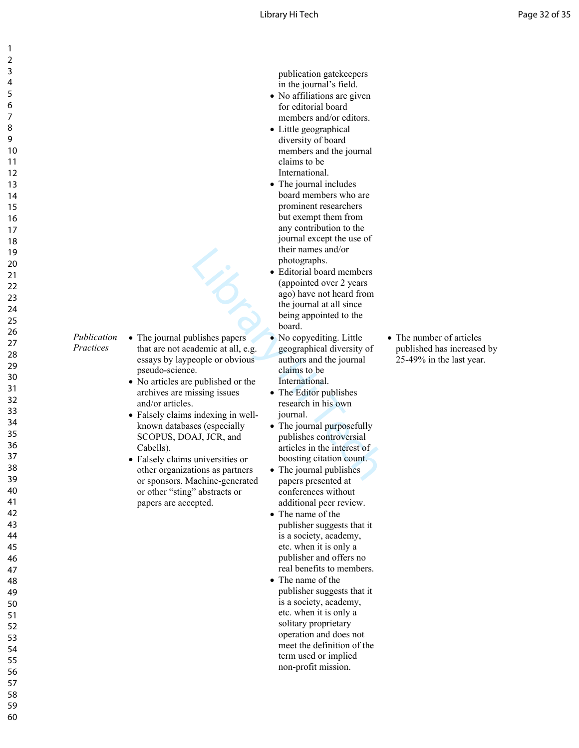| | | | |
|---|---|---|---|
| | | publication gatekeepers in the journal's field.<br>• No affiliations are given for editorial board members and/or editors.<br>• Little geographical diversity of board members and the journal claims to be International.<br>• The journal includes board members who are prominent researchers but exempt them from any contribution to the journal except the use of their names and/or photographs.<br>• Editorial board members (appointed over 2 years ago) have not heard from the journal at all since being appointed to the board. | |
| *Publication Practices* | • The journal publishes papers that are not academic at all, e.g. essays by laypeople or obvious pseudo-science.<br>• No articles are published or the archives are missing issues and/or articles.<br>• Falsely claims indexing in well-known databases (especially SCOPUS, DOAJ, JCR, and Cabells).<br>• Falsely claims universities or other organizations as partners or sponsors. Machine-generated or other "sting" abstracts or papers are accepted. | • No copyediting. Little geographical diversity of authors and the journal claims to be International.<br>• The Editor publishes research in his own journal.<br>• The journal purposefully publishes controversial articles in the interest of boosting citation count.<br>• The journal publishes papers presented at conferences without additional peer review.<br>• The name of the publisher suggests that it is a society, academy, etc. when it is only a publisher and offers no real benefits to members.<br>• The name of the publisher suggests that it is a society, academy, etc. when it is only a solitary proprietary operation and does not meet the definition of the term used or implied non-profit mission. | • The number of articles published has increased by 25-49% in the last year. |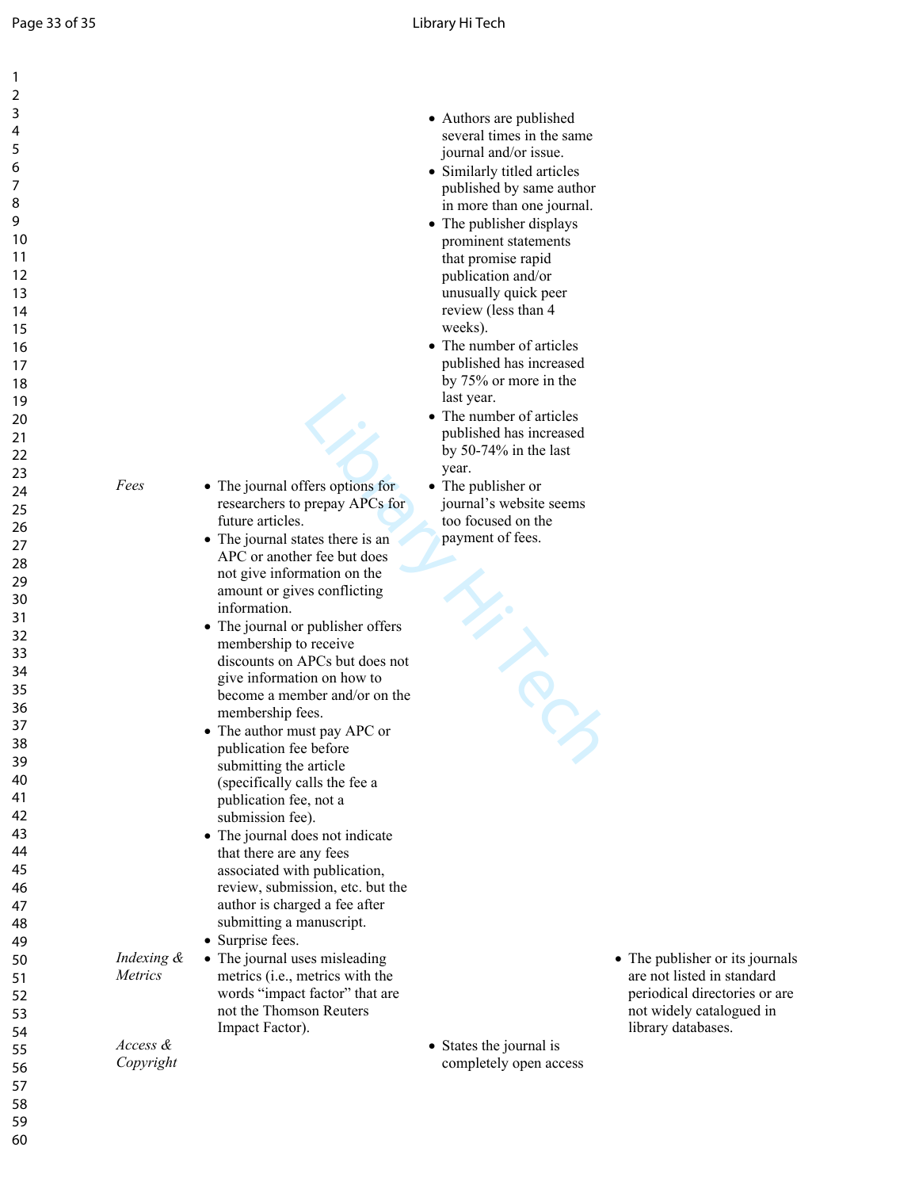| | | | |
|---|---|---|---|
| | | • Authors are published several times in the same journal and/or issue.<br>• Similarly titled articles published by same author in more than one journal.<br>• The publisher displays prominent statements that promise rapid publication and/or unusually quick peer review (less than 4 weeks).<br>• The number of articles published has increased by 75% or more in the last year.<br>• The number of articles published has increased by 50-74% in the last year. | |
| *Fees* | • The journal offers options for researchers to prepay APCs for future articles.<br>• The journal states there is an APC or another fee but does not give information on the amount or gives conflicting information.<br>• The journal or publisher offers membership to receive discounts on APCs but does not give information on how to become a member and/or on the membership fees.<br>• The author must pay APC or publication fee before submitting the article (specifically calls the fee a publication fee, not a submission fee).<br>• The journal does not indicate that there are any fees associated with publication, review, submission, etc. but the author is charged a fee after submitting a manuscript.<br>• Surprise fees. | • The publisher or journal's website seems too focused on the payment of fees. | |
| *Indexing & Metrics* | • The journal uses misleading metrics (i.e., metrics with the words "impact factor" that are not the Thomson Reuters Impact Factor). | | • The publisher or its journals are not listed in standard periodical directories or are not widely catalogued in library databases. |
| *Access & Copyright* | | • States the journal is completely open access | |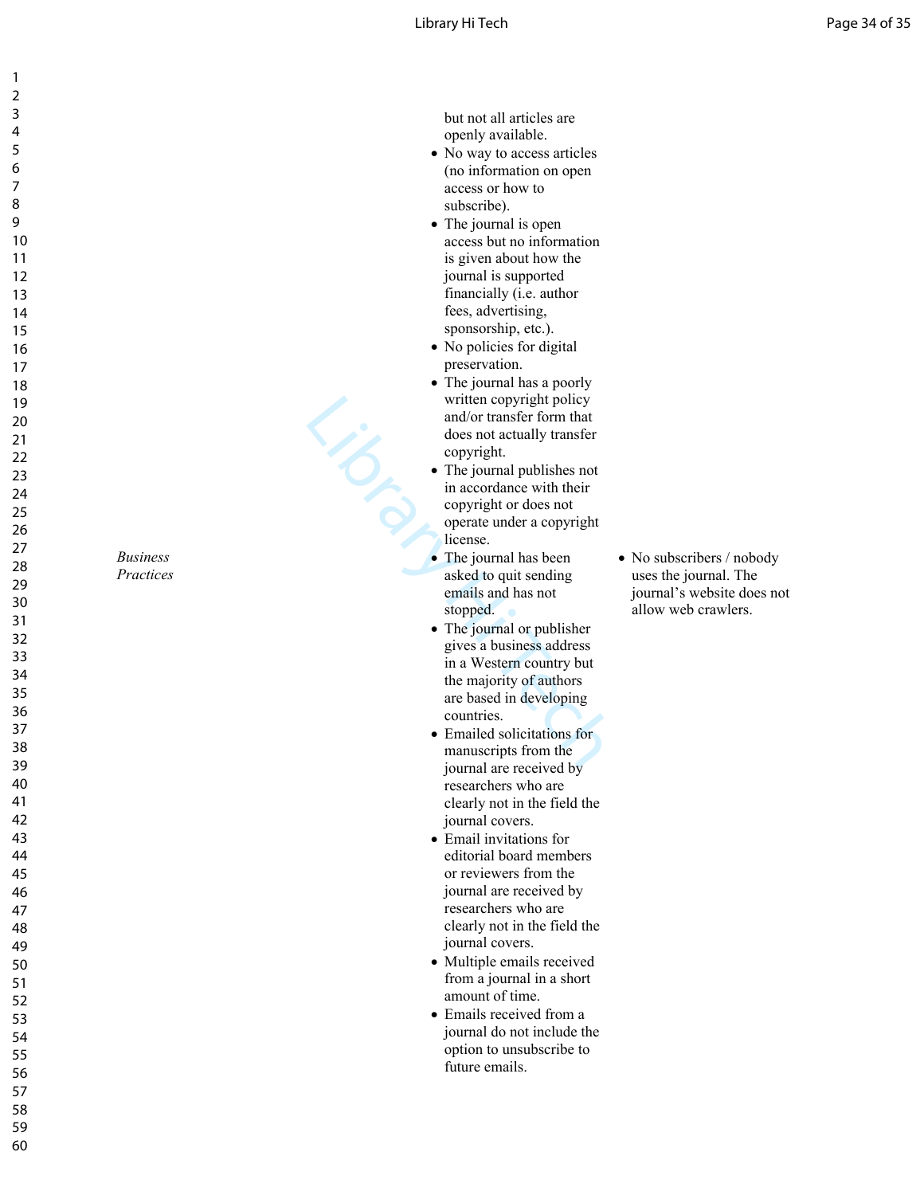| | | |
|---|---|---|
| | but not all articles are openly available.<br>• No way to access articles (no information on open access or how to subscribe).<br>• The journal is open access but no information is given about how the journal is supported financially (i.e. author fees, advertising, sponsorship, etc.).<br>• No policies for digital preservation.<br>• The journal has a poorly written copyright policy and/or transfer form that does not actually transfer copyright.<br>• The journal publishes not in accordance with their copyright or does not operate under a copyright license. | |
| *Business Practices* | • The journal has been asked to quit sending emails and has not stopped.<br>• The journal or publisher gives a business address in a Western country but the majority of authors are based in developing countries.<br>• Emailed solicitations for manuscripts from the journal are received by researchers who are clearly not in the field the journal covers.<br>• Email invitations for editorial board members or reviewers from the journal are received by researchers who are clearly not in the field the journal covers.<br>• Multiple emails received from a journal in a short amount of time.<br>• Emails received from a journal do not include the option to unsubscribe to future emails. | • No subscribers / nobody uses the journal. The journal's website does not allow web crawlers. |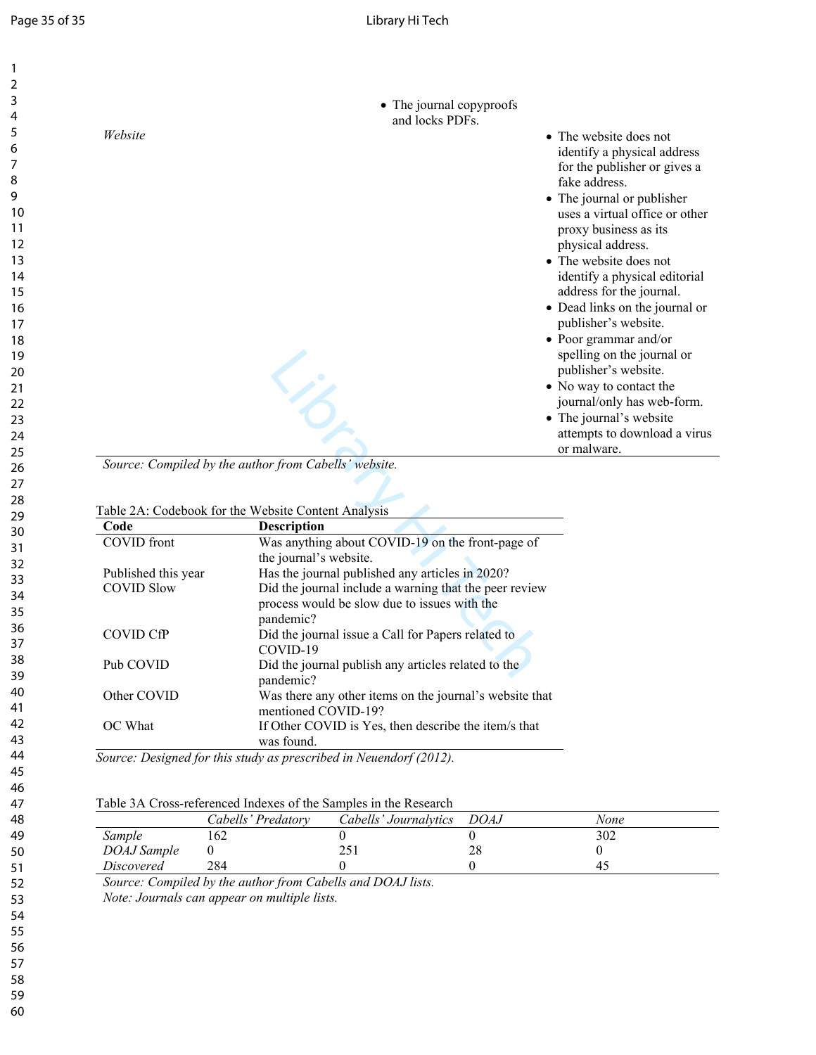| | | |
|---|---|---|
| | • The journal copyproofs and locks PDFs. | |
| *Website* | | • The website does not identify a physical address for the publisher or gives a fake address.<br>• The journal or publisher uses a virtual office or other proxy business as its physical address.<br>• The website does not identify a physical editorial address for the journal.<br>• Dead links on the journal or publisher's website.<br>• Poor grammar and/or spelling on the journal or publisher's website.<br>• No way to contact the journal/only has web-form.<br>• The journal's website attempts to download a virus or malware. |

*Source: Compiled by the author from Cabells' website.*

Table 2A: Codebook for the Website Content Analysis

| Code | Description |
|---|---|
| COVID front | Was anything about COVID-19 on the front-page of the journal's website. |
| Published this year | Has the journal published any articles in 2020? |
| COVID Slow | Did the journal include a warning that the peer review process would be slow due to issues with the pandemic? |
| COVID CfP | Did the journal issue a Call for Papers related to COVID-19 |
| Pub COVID | Did the journal publish any articles related to the pandemic? |
| Other COVID | Was there any other items on the journal's website that mentioned COVID-19? |
| OC What | If Other COVID is Yes, then describe the item/s that was found. |

*Source: Designed for this study as prescribed in Neuendorf (2012).*

Table 3A Cross-referenced Indexes of the Samples in the Research

| | *Cabells' Predatory* | *Cabells' Journalytics* | *DOAJ* | *None* |
|---|---|---|---|---|
| *Sample* | 162 | 0 | 0 | 302 |
| *DOAJ Sample* | 0 | 251 | 28 | 0 |
| *Discovered* | 284 | 0 | 0 | 45 |

*Source: Compiled by the author from Cabells and DOAJ lists.*
*Note: Journals can appear on multiple lists.*